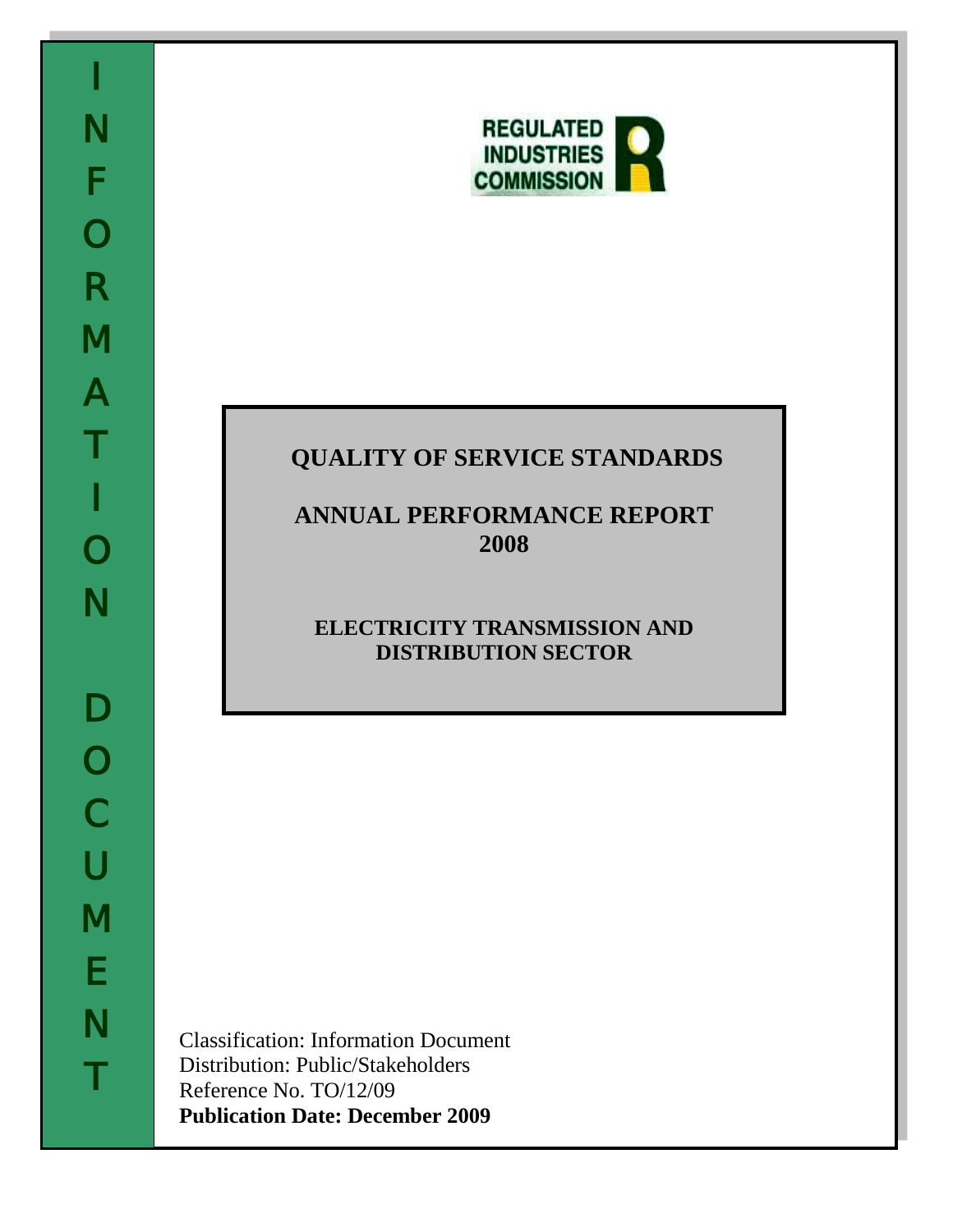INFORMATION DOCUMENT

REGULATED INDUSTRIES COMMISSION

# QUALITY OF SERVICE STANDARDS

# ANNUAL PERFORMANCE REPORT 2008

## ELECTRICITY TRANSMISSION AND DISTRIBUTION SECTOR

Classification: Information Document
Distribution: Public/Stakeholders
Reference No. TO/12/09
**Publication Date: December 2009**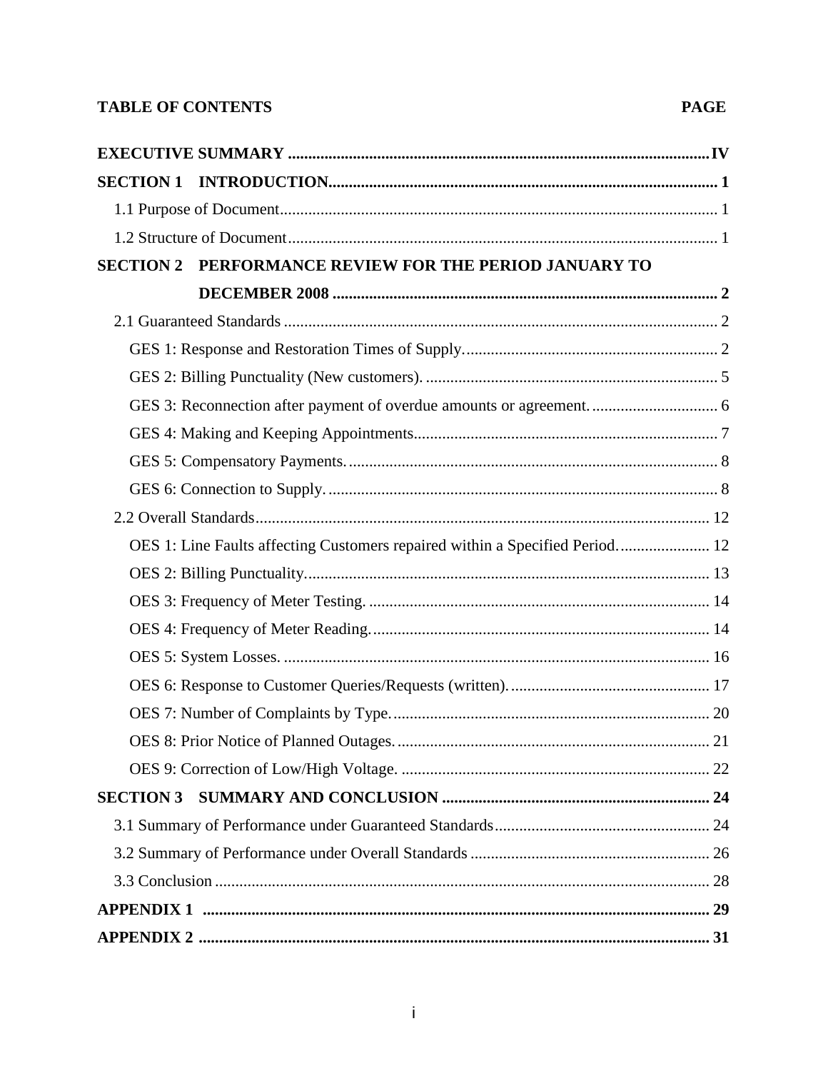## TABLE OF CONTENTS

| | PAGE |
|---|---|
| **EXECUTIVE SUMMARY** | **IV** |
| **SECTION 1 INTRODUCTION** | **1** |
| 1.1 Purpose of Document | 1 |
| 1.2 Structure of Document | 1 |
| **SECTION 2 PERFORMANCE REVIEW FOR THE PERIOD JANUARY TO DECEMBER 2008** | **2** |
| 2.1 Guaranteed Standards | 2 |
| GES 1: Response and Restoration Times of Supply. | 2 |
| GES 2: Billing Punctuality (New customers). | 5 |
| GES 3: Reconnection after payment of overdue amounts or agreement. | 6 |
| GES 4: Making and Keeping Appointments | 7 |
| GES 5: Compensatory Payments. | 8 |
| GES 6: Connection to Supply. | 8 |
| 2.2 Overall Standards | 12 |
| OES 1: Line Faults affecting Customers repaired within a Specified Period. | 12 |
| OES 2: Billing Punctuality. | 13 |
| OES 3: Frequency of Meter Testing. | 14 |
| OES 4: Frequency of Meter Reading. | 14 |
| OES 5: System Losses. | 16 |
| OES 6: Response to Customer Queries/Requests (written). | 17 |
| OES 7: Number of Complaints by Type. | 20 |
| OES 8: Prior Notice of Planned Outages. | 21 |
| OES 9: Correction of Low/High Voltage. | 22 |
| **SECTION 3 SUMMARY AND CONCLUSION** | **24** |
| 3.1 Summary of Performance under Guaranteed Standards | 24 |
| 3.2 Summary of Performance under Overall Standards | 26 |
| 3.3 Conclusion | 28 |
| **APPENDIX 1** | **29** |
| **APPENDIX 2** | **31** |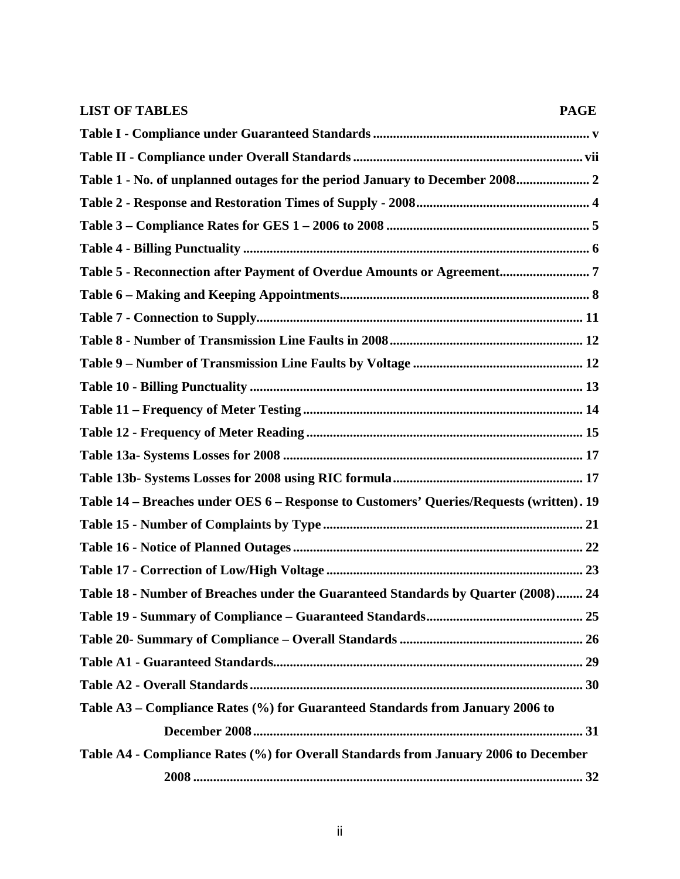**LIST OF TABLES** **PAGE**

**Table I - Compliance under Guaranteed Standards ................................................................ v**

**Table II - Compliance under Overall Standards .................................................................... vii**

**Table 1 - No. of unplanned outages for the period January to December 2008...................... 2**

**Table 2 - Response and Restoration Times of Supply - 2008.................................................... 4**

**Table 3 – Compliance Rates for GES 1 – 2006 to 2008 ............................................................. 5**

**Table 4 - Billing Punctuality ....................................................................................................... 6**

**Table 5 - Reconnection after Payment of Overdue Amounts or Agreement........................... 7**

**Table 6 – Making and Keeping Appointments.......................................................................... 8**

**Table 7 - Connection to Supply................................................................................................. 11**

**Table 8 - Number of Transmission Line Faults in 2008.......................................................... 12**

**Table 9 – Number of Transmission Line Faults by Voltage .................................................. 12**

**Table 10 - Billing Punctuality ................................................................................................... 13**

**Table 11 – Frequency of Meter Testing ................................................................................... 14**

**Table 12 - Frequency of Meter Reading .................................................................................. 15**

**Table 13a- Systems Losses for 2008 ......................................................................................... 17**

**Table 13b- Systems Losses for 2008 using RIC formula......................................................... 17**

**Table 14 – Breaches under OES 6 – Response to Customers' Queries/Requests (written). 19**

**Table 15 - Number of Complaints by Type ............................................................................. 21**

**Table 16 - Notice of Planned Outages ...................................................................................... 22**

**Table 17 - Correction of Low/High Voltage ............................................................................ 23**

**Table 18 - Number of Breaches under the Guaranteed Standards by Quarter (2008)........ 24**

**Table 19 - Summary of Compliance – Guaranteed Standards.............................................. 25**

**Table 20- Summary of Compliance – Overall Standards ...................................................... 26**

**Table A1 - Guaranteed Standards............................................................................................ 29**

**Table A2 - Overall Standards ................................................................................................... 30**

**Table A3 – Compliance Rates (%) for Guaranteed Standards from January 2006 to December 2008.................................................................................................. 31**

**Table A4 - Compliance Rates (%) for Overall Standards from January 2006 to December 2008 .................................................................................................................... 32**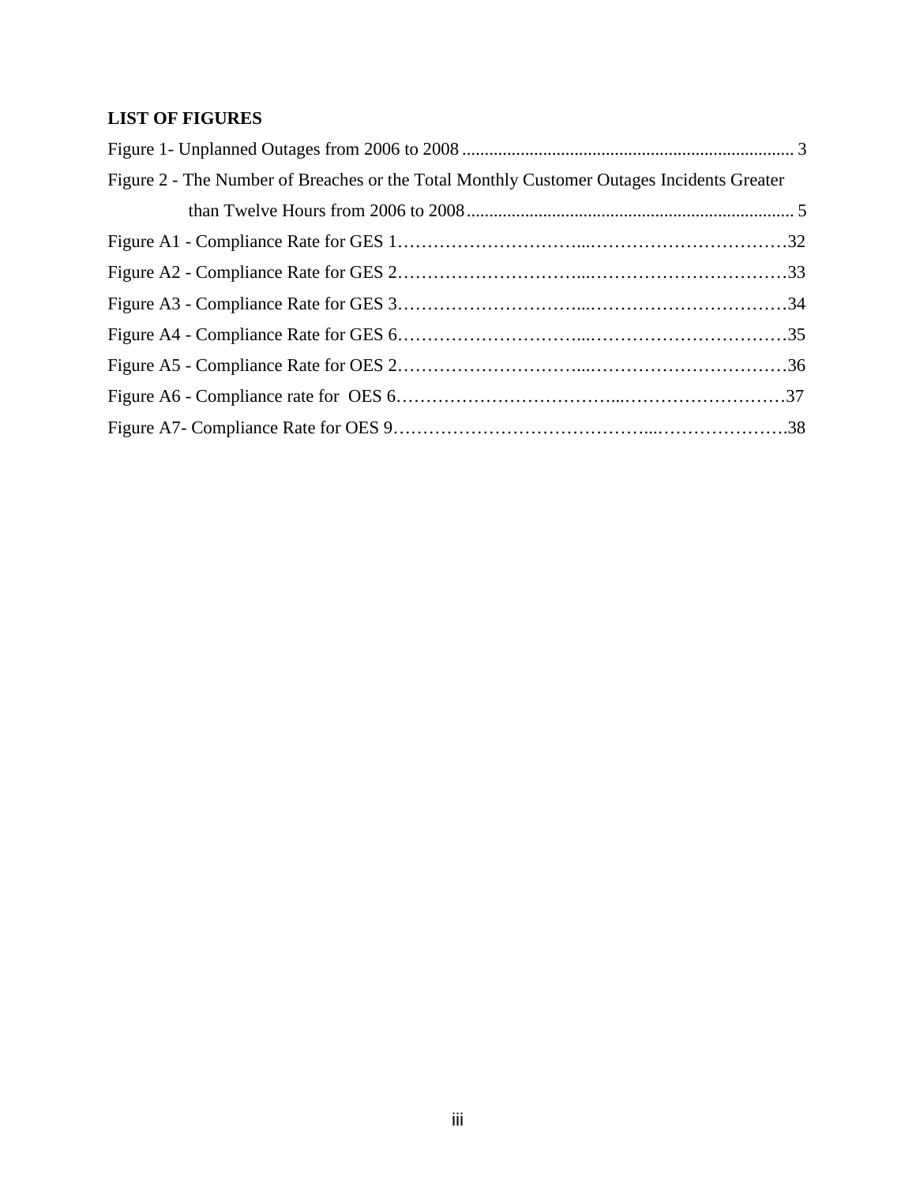## LIST OF FIGURES

Figure 1- Unplanned Outages from 2006 to 2008 ........................................................................ 3

Figure 2 - The Number of Breaches or the Total Monthly Customer Outages Incidents Greater than Twelve Hours from 2006 to 2008....................................................................... 5

Figure A1 - Compliance Rate for GES 1…………………………...……………………………32

Figure A2 - Compliance Rate for GES 2…………………………...……………………………33

Figure A3 - Compliance Rate for GES 3…………………………...……………………………34

Figure A4 - Compliance Rate for GES 6…………………………...……………………………35

Figure A5 - Compliance Rate for OES 2…………………………...……………………………36

Figure A6 - Compliance rate for OES 6……………………………...………………………37

Figure A7- Compliance Rate for OES 9…………………………………...………………….38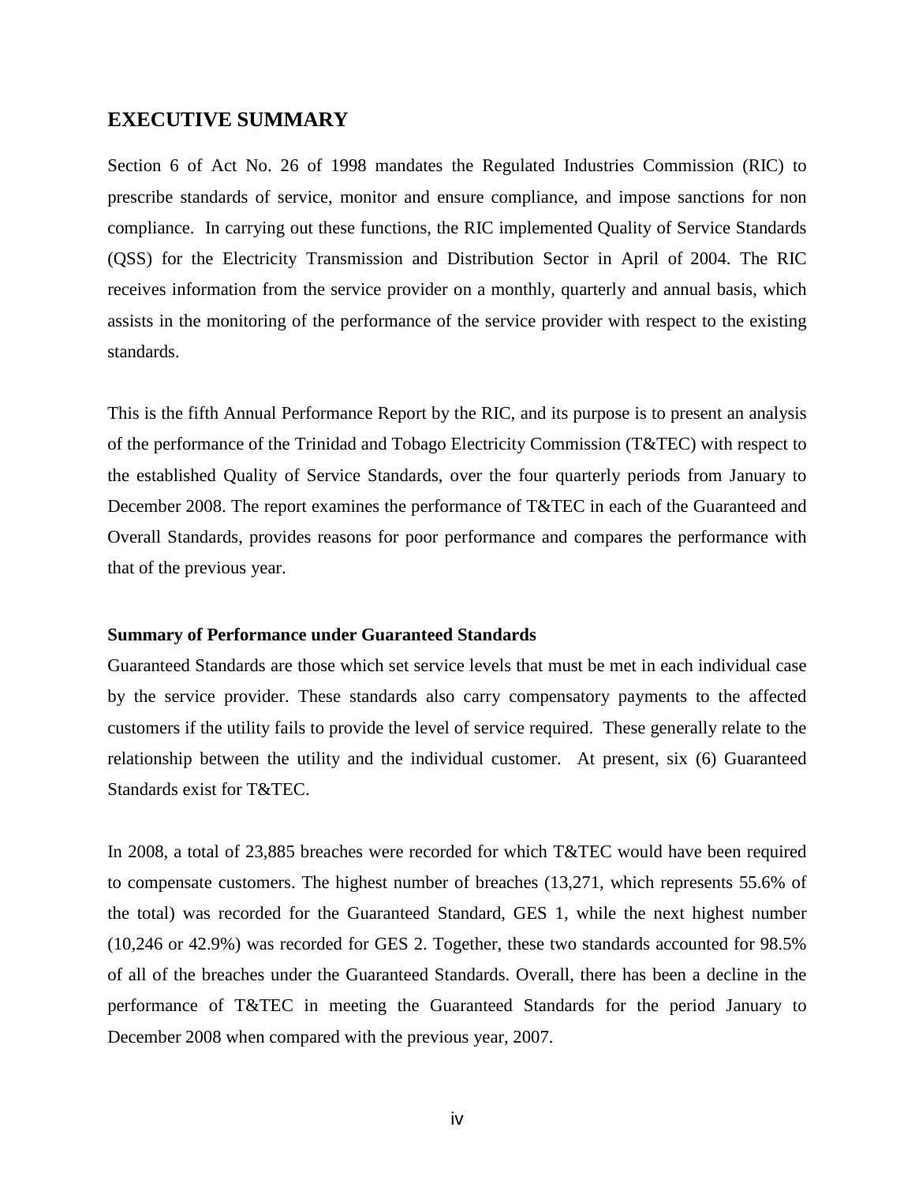## EXECUTIVE SUMMARY

Section 6 of Act No. 26 of 1998 mandates the Regulated Industries Commission (RIC) to prescribe standards of service, monitor and ensure compliance, and impose sanctions for non compliance. In carrying out these functions, the RIC implemented Quality of Service Standards (QSS) for the Electricity Transmission and Distribution Sector in April of 2004. The RIC receives information from the service provider on a monthly, quarterly and annual basis, which assists in the monitoring of the performance of the service provider with respect to the existing standards.

This is the fifth Annual Performance Report by the RIC, and its purpose is to present an analysis of the performance of the Trinidad and Tobago Electricity Commission (T&TEC) with respect to the established Quality of Service Standards, over the four quarterly periods from January to December 2008. The report examines the performance of T&TEC in each of the Guaranteed and Overall Standards, provides reasons for poor performance and compares the performance with that of the previous year.

**Summary of Performance under Guaranteed Standards**

Guaranteed Standards are those which set service levels that must be met in each individual case by the service provider. These standards also carry compensatory payments to the affected customers if the utility fails to provide the level of service required. These generally relate to the relationship between the utility and the individual customer. At present, six (6) Guaranteed Standards exist for T&TEC.

In 2008, a total of 23,885 breaches were recorded for which T&TEC would have been required to compensate customers. The highest number of breaches (13,271, which represents 55.6% of the total) was recorded for the Guaranteed Standard, GES 1, while the next highest number (10,246 or 42.9%) was recorded for GES 2. Together, these two standards accounted for 98.5% of all of the breaches under the Guaranteed Standards. Overall, there has been a decline in the performance of T&TEC in meeting the Guaranteed Standards for the period January to December 2008 when compared with the previous year, 2007.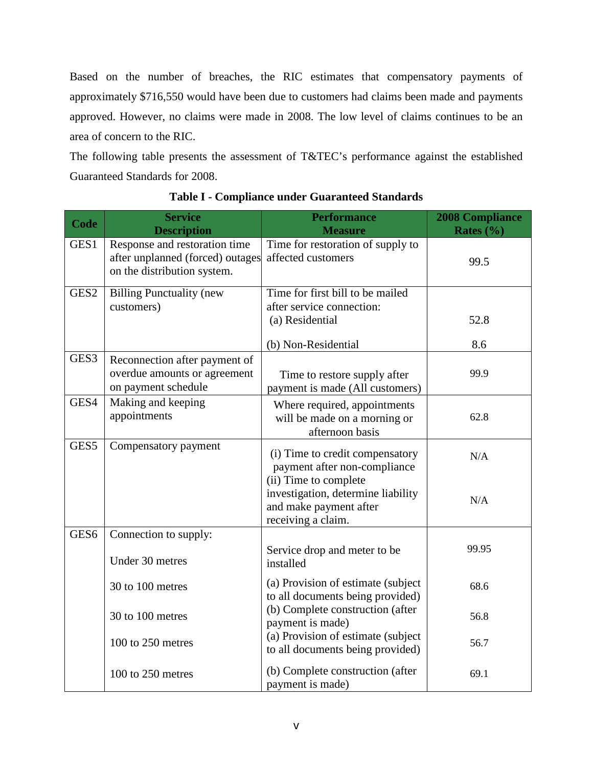Based on the number of breaches, the RIC estimates that compensatory payments of approximately $716,550 would have been due to customers had claims been made and payments approved. However, no claims were made in 2008. The low level of claims continues to be an area of concern to the RIC.

The following table presents the assessment of T&TEC's performance against the established Guaranteed Standards for 2008.

**Table I - Compliance under Guaranteed Standards**

| Code | Service Description | Performance Measure | 2008 Compliance Rates (%) |
|---|---|---|---|
| GES1 | Response and restoration time after unplanned (forced) outages on the distribution system. | Time for restoration of supply to affected customers | 99.5 |
| GES2 | Billing Punctuality (new customers) | Time for first bill to be mailed after service connection: (a) Residential | 52.8 |
| | | (b) Non-Residential | 8.6 |
| GES3 | Reconnection after payment of overdue amounts or agreement on payment schedule | Time to restore supply after payment is made (All customers) | 99.9 |
| GES4 | Making and keeping appointments | Where required, appointments will be made on a morning or afternoon basis | 62.8 |
| GES5 | Compensatory payment | (i) Time to credit compensatory payment after non-compliance | N/A |
| | | (ii) Time to complete investigation, determine liability and make payment after receiving a claim. | N/A |
| GES6 | Connection to supply: Under 30 metres | Service drop and meter to be installed | 99.95 |
| | 30 to 100 metres | (a) Provision of estimate (subject to all documents being provided) | 68.6 |
| | 30 to 100 metres | (b) Complete construction (after payment is made) | 56.8 |
| | 100 to 250 metres | (a) Provision of estimate (subject to all documents being provided) | 56.7 |
| | 100 to 250 metres | (b) Complete construction (after payment is made) | 69.1 |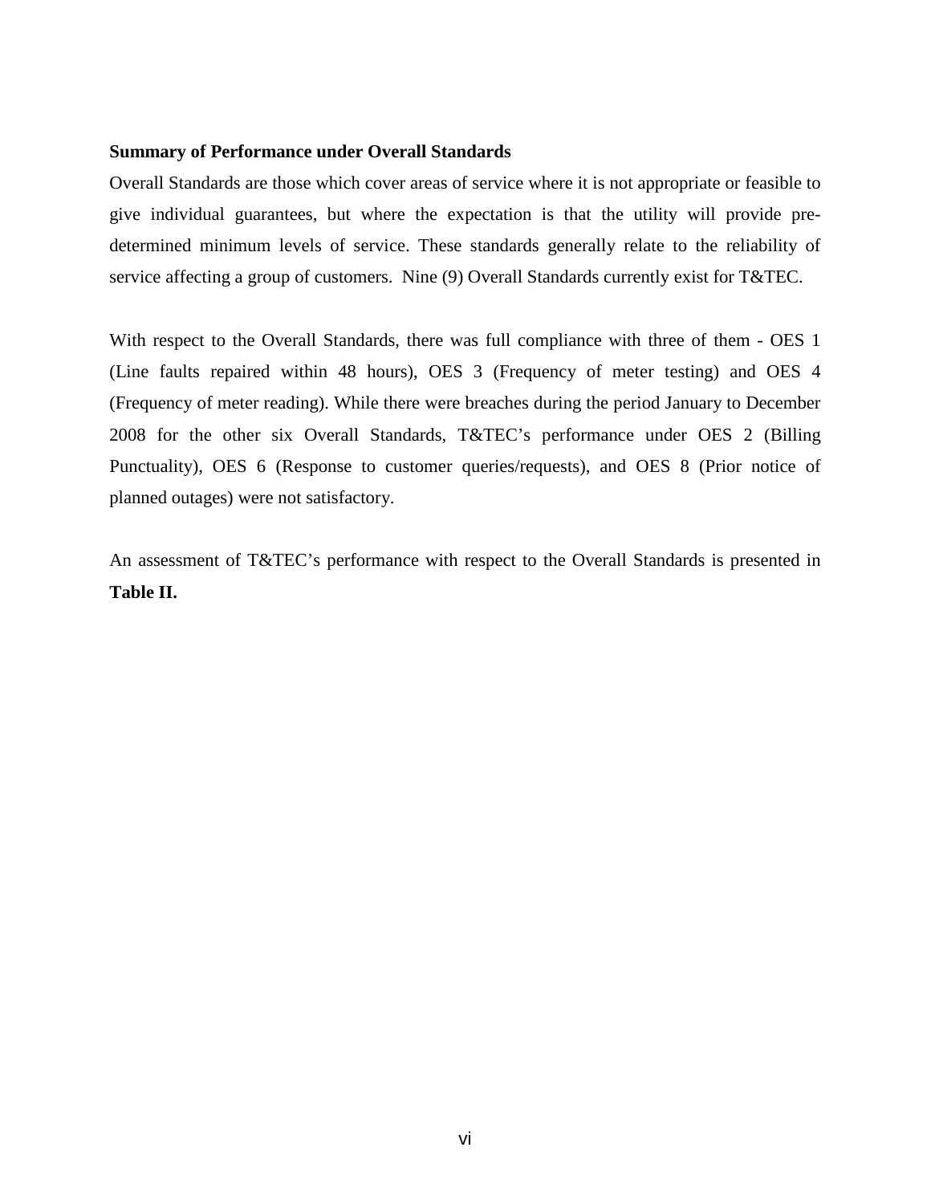**Summary of Performance under Overall Standards**

Overall Standards are those which cover areas of service where it is not appropriate or feasible to give individual guarantees, but where the expectation is that the utility will provide pre-determined minimum levels of service. These standards generally relate to the reliability of service affecting a group of customers. Nine (9) Overall Standards currently exist for T&TEC.

With respect to the Overall Standards, there was full compliance with three of them - OES 1 (Line faults repaired within 48 hours), OES 3 (Frequency of meter testing) and OES 4 (Frequency of meter reading). While there were breaches during the period January to December 2008 for the other six Overall Standards, T&TEC's performance under OES 2 (Billing Punctuality), OES 6 (Response to customer queries/requests), and OES 8 (Prior notice of planned outages) were not satisfactory.

An assessment of T&TEC's performance with respect to the Overall Standards is presented in **Table II.**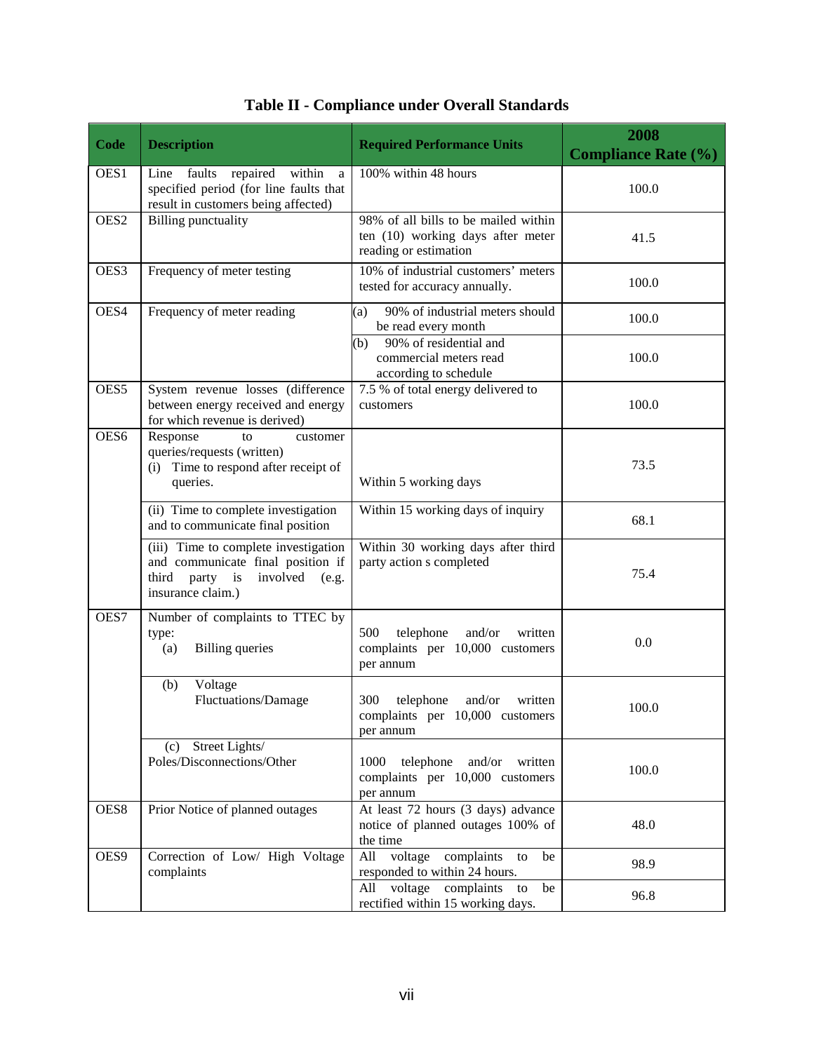# Table II - Compliance under Overall Standards

| Code | Description | Required Performance Units | 2008 Compliance Rate (%) |
|---|---|---|---|
| OES1 | Line faults repaired within a specified period (for line faults that result in customers being affected) | 100% within 48 hours | 100.0 |
| OES2 | Billing punctuality | 98% of all bills to be mailed within ten (10) working days after meter reading or estimation | 41.5 |
| OES3 | Frequency of meter testing | 10% of industrial customers' meters tested for accuracy annually. | 100.0 |
| OES4 | Frequency of meter reading | (a) 90% of industrial meters should be read every month | 100.0 |
| | | (b) 90% of residential and commercial meters read according to schedule | 100.0 |
| OES5 | System revenue losses (difference between energy received and energy for which revenue is derived) | 7.5 % of total energy delivered to customers | 100.0 |
| OES6 | Response to customer queries/requests (written) (i) Time to respond after receipt of queries. | Within 5 working days | 73.5 |
| | (ii) Time to complete investigation and to communicate final position | Within 15 working days of inquiry | 68.1 |
| | (iii) Time to complete investigation and communicate final position if third party is involved (e.g. insurance claim.) | Within 30 working days after third party action s completed | 75.4 |
| OES7 | Number of complaints to TTEC by type: (a) Billing queries | 500 telephone and/or written complaints per 10,000 customers per annum | 0.0 |
| | (b) Voltage Fluctuations/Damage | 300 telephone and/or written complaints per 10,000 customers per annum | 100.0 |
| | (c) Street Lights/ Poles/Disconnections/Other | 1000 telephone and/or written complaints per 10,000 customers per annum | 100.0 |
| OES8 | Prior Notice of planned outages | At least 72 hours (3 days) advance notice of planned outages 100% of the time | 48.0 |
| OES9 | Correction of Low/ High Voltage complaints | All voltage complaints to be responded to within 24 hours. | 98.9 |
| | | All voltage complaints to be rectified within 15 working days. | 96.8 |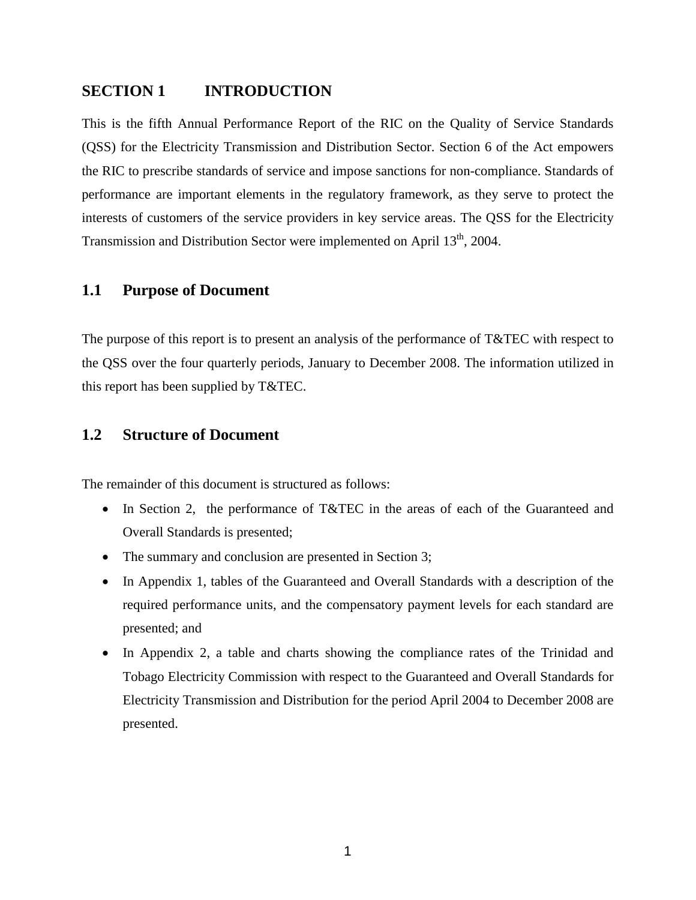# SECTION 1 INTRODUCTION

This is the fifth Annual Performance Report of the RIC on the Quality of Service Standards (QSS) for the Electricity Transmission and Distribution Sector. Section 6 of the Act empowers the RIC to prescribe standards of service and impose sanctions for non-compliance. Standards of performance are important elements in the regulatory framework, as they serve to protect the interests of customers of the service providers in key service areas. The QSS for the Electricity Transmission and Distribution Sector were implemented on April 13th, 2004.

## 1.1 Purpose of Document

The purpose of this report is to present an analysis of the performance of T&TEC with respect to the QSS over the four quarterly periods, January to December 2008. The information utilized in this report has been supplied by T&TEC.

## 1.2 Structure of Document

The remainder of this document is structured as follows:

- In Section 2, the performance of T&TEC in the areas of each of the Guaranteed and Overall Standards is presented;
- The summary and conclusion are presented in Section 3;
- In Appendix 1, tables of the Guaranteed and Overall Standards with a description of the required performance units, and the compensatory payment levels for each standard are presented; and
- In Appendix 2, a table and charts showing the compliance rates of the Trinidad and Tobago Electricity Commission with respect to the Guaranteed and Overall Standards for Electricity Transmission and Distribution for the period April 2004 to December 2008 are presented.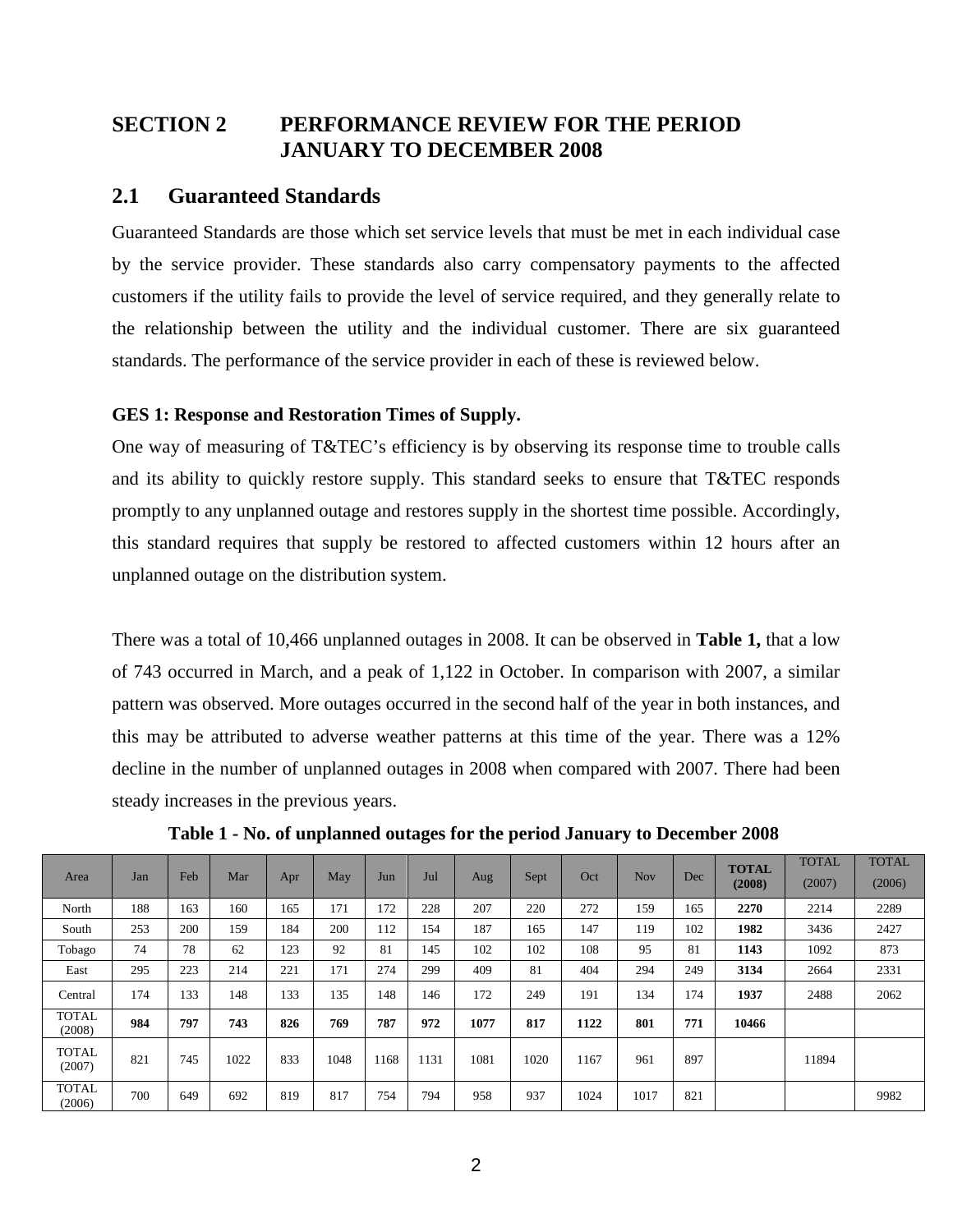## SECTION 2 PERFORMANCE REVIEW FOR THE PERIOD JANUARY TO DECEMBER 2008

### 2.1 Guaranteed Standards

Guaranteed Standards are those which set service levels that must be met in each individual case by the service provider. These standards also carry compensatory payments to the affected customers if the utility fails to provide the level of service required, and they generally relate to the relationship between the utility and the individual customer. There are six guaranteed standards. The performance of the service provider in each of these is reviewed below.

#### GES 1: Response and Restoration Times of Supply.

One way of measuring of T&TEC's efficiency is by observing its response time to trouble calls and its ability to quickly restore supply. This standard seeks to ensure that T&TEC responds promptly to any unplanned outage and restores supply in the shortest time possible. Accordingly, this standard requires that supply be restored to affected customers within 12 hours after an unplanned outage on the distribution system.

There was a total of 10,466 unplanned outages in 2008. It can be observed in **Table 1,** that a low of 743 occurred in March, and a peak of 1,122 in October. In comparison with 2007, a similar pattern was observed. More outages occurred in the second half of the year in both instances, and this may be attributed to adverse weather patterns at this time of the year. There was a 12% decline in the number of unplanned outages in 2008 when compared with 2007. There had been steady increases in the previous years.

**Table 1 - No. of unplanned outages for the period January to December 2008**

| Area | Jan | Feb | Mar | Apr | May | Jun | Jul | Aug | Sept | Oct | Nov | Dec | **TOTAL (2008)** | TOTAL (2007) | TOTAL (2006) |
|---|---|---|---|---|---|---|---|---|---|---|---|---|---|---|---|
| North | 188 | 163 | 160 | 165 | 171 | 172 | 228 | 207 | 220 | 272 | 159 | 165 | **2270** | 2214 | 2289 |
| South | 253 | 200 | 159 | 184 | 200 | 112 | 154 | 187 | 165 | 147 | 119 | 102 | **1982** | 3436 | 2427 |
| Tobago | 74 | 78 | 62 | 123 | 92 | 81 | 145 | 102 | 102 | 108 | 95 | 81 | **1143** | 1092 | 873 |
| East | 295 | 223 | 214 | 221 | 171 | 274 | 299 | 409 | 81 | 404 | 294 | 249 | **3134** | 2664 | 2331 |
| Central | 174 | 133 | 148 | 133 | 135 | 148 | 146 | 172 | 249 | 191 | 134 | 174 | **1937** | 2488 | 2062 |
| TOTAL (2008) | **984** | **797** | **743** | **826** | **769** | **787** | **972** | **1077** | **817** | **1122** | **801** | **771** | **10466** | | |
| TOTAL (2007) | 821 | 745 | 1022 | 833 | 1048 | 1168 | 1131 | 1081 | 1020 | 1167 | 961 | 897 | | 11894 | |
| TOTAL (2006) | 700 | 649 | 692 | 819 | 817 | 754 | 794 | 958 | 937 | 1024 | 1017 | 821 | | | 9982 |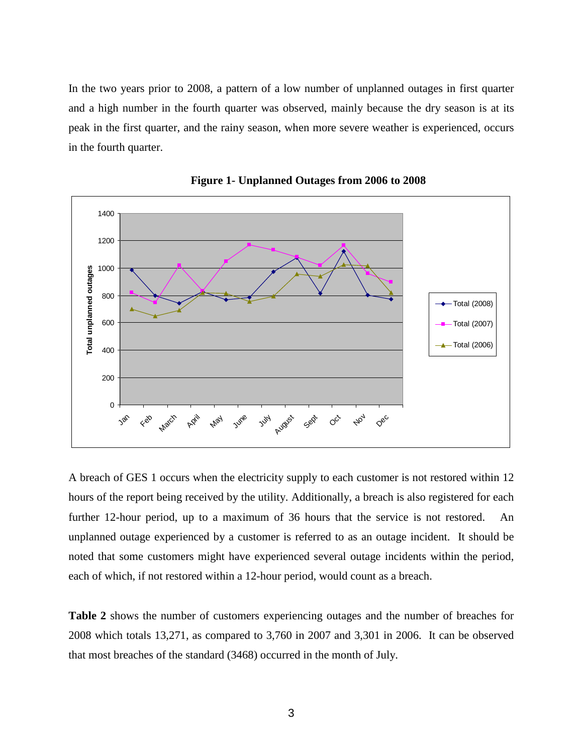In the two years prior to 2008, a pattern of a low number of unplanned outages in first quarter and a high number in the fourth quarter was observed, mainly because the dry season is at its peak in the first quarter, and the rainy season, when more severe weather is experienced, occurs in the fourth quarter.

**Figure 1- Unplanned Outages from 2006 to 2008**

A breach of GES 1 occurs when the electricity supply to each customer is not restored within 12 hours of the report being received by the utility. Additionally, a breach is also registered for each further 12-hour period, up to a maximum of 36 hours that the service is not restored. An unplanned outage experienced by a customer is referred to as an outage incident. It should be noted that some customers might have experienced several outage incidents within the period, each of which, if not restored within a 12-hour period, would count as a breach.

**Table 2** shows the number of customers experiencing outages and the number of breaches for 2008 which totals 13,271, as compared to 3,760 in 2007 and 3,301 in 2006. It can be observed that most breaches of the standard (3468) occurred in the month of July.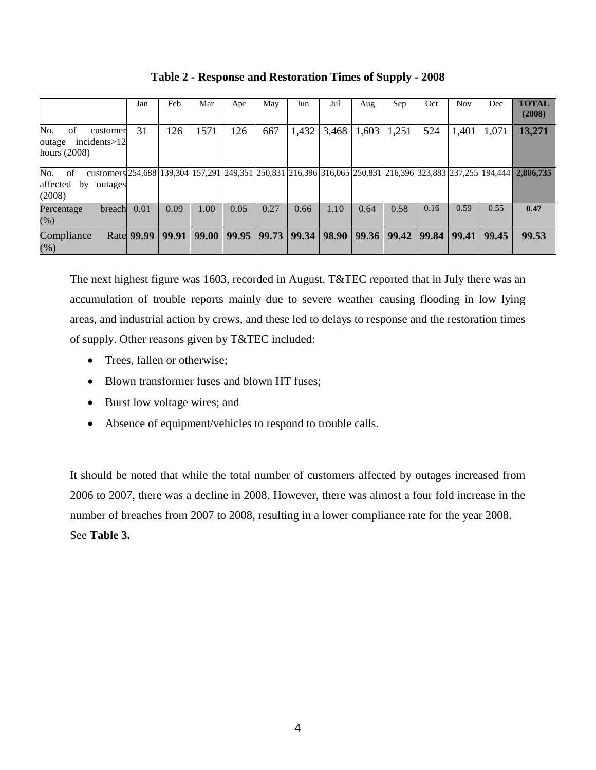**Table 2 - Response and Restoration Times of Supply - 2008**

| | Jan | Feb | Mar | Apr | May | Jun | Jul | Aug | Sep | Oct | Nov | Dec | **TOTAL (2008)** |
|---|---|---|---|---|---|---|---|---|---|---|---|---|---|
| No. of customer outage incidents>12 hours (2008) | 31 | 126 | 1571 | 126 | 667 | 1,432 | 3,468 | 1,603 | 1,251 | 524 | 1,401 | 1,071 | **13,271** |
| No. of customers affected by outages (2008) | 254,688 | 139,304 | 157,291 | 249,351 | 250,831 | 216,396 | 316,065 | 250,831 | 216,396 | 323,883 | 237,255 | 194,444 | **2,806,735** |
| Percentage breach (%) | 0.01 | 0.09 | 1.00 | 0.05 | 0.27 | 0.66 | 1.10 | 0.64 | 0.58 | 0.16 | 0.59 | 0.55 | **0.47** |
| Compliance Rate (%) | **99.99** | **99.91** | **99.00** | **99.95** | **99.73** | **99.34** | **98.90** | **99.36** | **99.42** | **99.84** | **99.41** | **99.45** | **99.53** |

The next highest figure was 1603, recorded in August. T&TEC reported that in July there was an accumulation of trouble reports mainly due to severe weather causing flooding in low lying areas, and industrial action by crews, and these led to delays to response and the restoration times of supply. Other reasons given by T&TEC included:

- Trees, fallen or otherwise;
- Blown transformer fuses and blown HT fuses;
- Burst low voltage wires; and
- Absence of equipment/vehicles to respond to trouble calls.

It should be noted that while the total number of customers affected by outages increased from 2006 to 2007, there was a decline in 2008. However, there was almost a four fold increase in the number of breaches from 2007 to 2008, resulting in a lower compliance rate for the year 2008. See **Table 3.**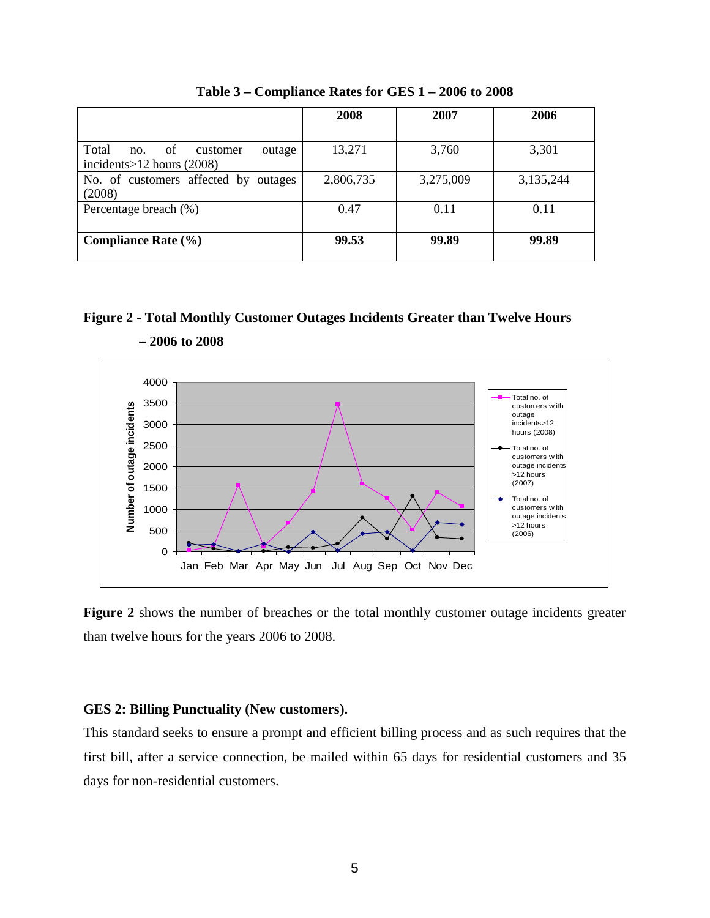**Table 3 – Compliance Rates for GES 1 – 2006 to 2008**

| | 2008 | 2007 | 2006 |
|---|---|---|---|
| Total no. of customer outage incidents>12 hours (2008) | 13,271 | 3,760 | 3,301 |
| No. of customers affected by outages (2008) | 2,806,735 | 3,275,009 | 3,135,244 |
| Percentage breach (%) | 0.47 | 0.11 | 0.11 |
| **Compliance Rate (%)** | **99.53** | **99.89** | **99.89** |

**Figure 2 - Total Monthly Customer Outages Incidents Greater than Twelve Hours – 2006 to 2008**

**Figure 2** shows the number of breaches or the total monthly customer outage incidents greater than twelve hours for the years 2006 to 2008.

**GES 2: Billing Punctuality (New customers).**

This standard seeks to ensure a prompt and efficient billing process and as such requires that the first bill, after a service connection, be mailed within 65 days for residential customers and 35 days for non-residential customers.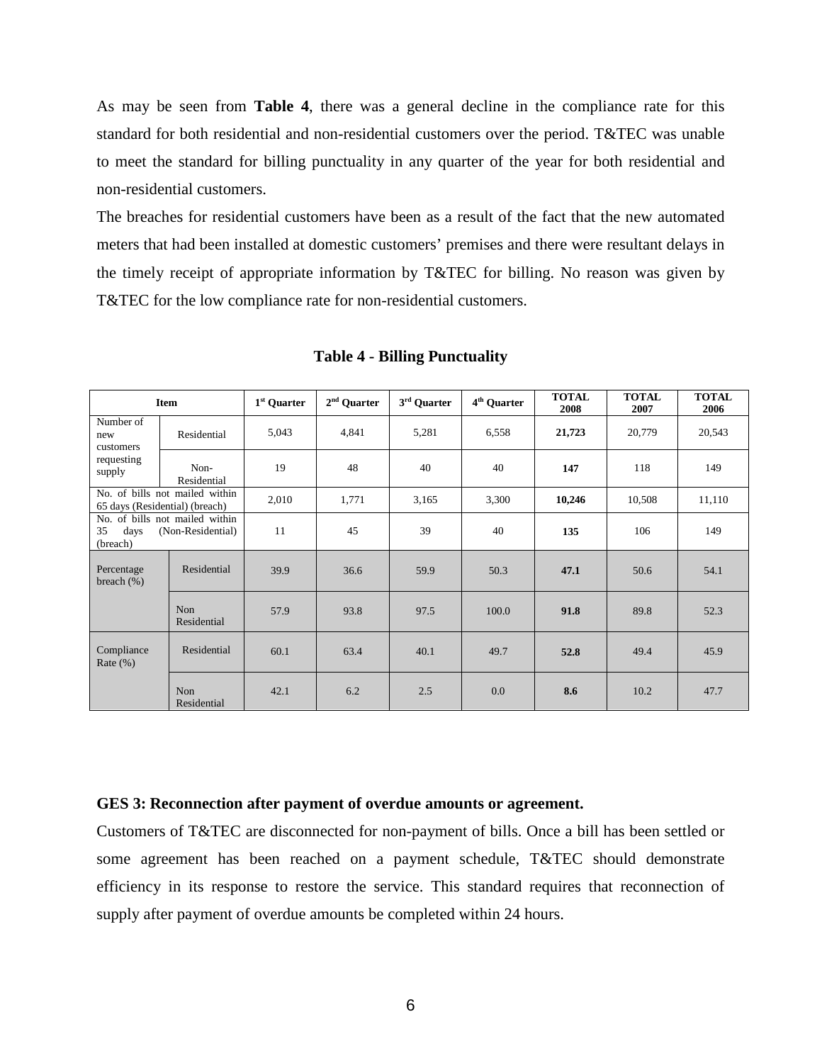As may be seen from **Table 4**, there was a general decline in the compliance rate for this standard for both residential and non-residential customers over the period. T&TEC was unable to meet the standard for billing punctuality in any quarter of the year for both residential and non-residential customers.

The breaches for residential customers have been as a result of the fact that the new automated meters that had been installed at domestic customers' premises and there were resultant delays in the timely receipt of appropriate information by T&TEC for billing. No reason was given by T&TEC for the low compliance rate for non-residential customers.

**Table 4 - Billing Punctuality**

| Item | | 1st Quarter | 2nd Quarter | 3rd Quarter | 4th Quarter | TOTAL 2008 | TOTAL 2007 | TOTAL 2006 |
|---|---|---|---|---|---|---|---|---|
| Number of new customers requesting supply | Residential | 5,043 | 4,841 | 5,281 | 6,558 | **21,723** | 20,779 | 20,543 |
| | Non-Residential | 19 | 48 | 40 | 40 | **147** | 118 | 149 |
| No. of bills not mailed within 65 days (Residential) (breach) | | 2,010 | 1,771 | 3,165 | 3,300 | **10,246** | 10,508 | 11,110 |
| No. of bills not mailed within 35 days (Non-Residential) (breach) | | 11 | 45 | 39 | 40 | **135** | 106 | 149 |
| Percentage breach (%) | Residential | 39.9 | 36.6 | 59.9 | 50.3 | **47.1** | 50.6 | 54.1 |
| | Non Residential | 57.9 | 93.8 | 97.5 | 100.0 | **91.8** | 89.8 | 52.3 |
| Compliance Rate (%) | Residential | 60.1 | 63.4 | 40.1 | 49.7 | **52.8** | 49.4 | 45.9 |
| | Non Residential | 42.1 | 6.2 | 2.5 | 0.0 | **8.6** | 10.2 | 47.7 |

### GES 3: Reconnection after payment of overdue amounts or agreement.

Customers of T&TEC are disconnected for non-payment of bills. Once a bill has been settled or some agreement has been reached on a payment schedule, T&TEC should demonstrate efficiency in its response to restore the service. This standard requires that reconnection of supply after payment of overdue amounts be completed within 24 hours.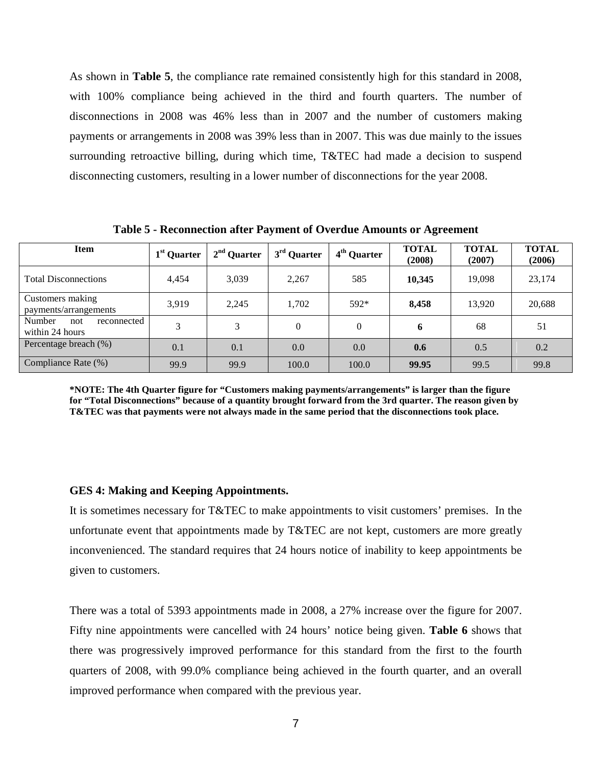As shown in **Table 5**, the compliance rate remained consistently high for this standard in 2008, with 100% compliance being achieved in the third and fourth quarters. The number of disconnections in 2008 was 46% less than in 2007 and the number of customers making payments or arrangements in 2008 was 39% less than in 2007. This was due mainly to the issues surrounding retroactive billing, during which time, T&TEC had made a decision to suspend disconnecting customers, resulting in a lower number of disconnections for the year 2008.

**Table 5 - Reconnection after Payment of Overdue Amounts or Agreement**

| Item | 1st Quarter | 2nd Quarter | 3rd Quarter | 4th Quarter | TOTAL (2008) | TOTAL (2007) | TOTAL (2006) |
|---|---|---|---|---|---|---|---|
| Total Disconnections | 4,454 | 3,039 | 2,267 | 585 | **10,345** | 19,098 | 23,174 |
| Customers making payments/arrangements | 3,919 | 2,245 | 1,702 | 592* | **8,458** | 13,920 | 20,688 |
| Number not reconnected within 24 hours | 3 | 3 | 0 | 0 | **6** | 68 | 51 |
| Percentage breach (%) | 0.1 | 0.1 | 0.0 | 0.0 | **0.6** | 0.5 | 0.2 |
| Compliance Rate (%) | 99.9 | 99.9 | 100.0 | 100.0 | **99.95** | 99.5 | 99.8 |

***NOTE: The 4th Quarter figure for "Customers making payments/arrangements" is larger than the figure for "Total Disconnections" because of a quantity brought forward from the 3rd quarter. The reason given by T&TEC was that payments were not always made in the same period that the disconnections took place.**

### GES 4: Making and Keeping Appointments.

It is sometimes necessary for T&TEC to make appointments to visit customers' premises. In the unfortunate event that appointments made by T&TEC are not kept, customers are more greatly inconvenienced. The standard requires that 24 hours notice of inability to keep appointments be given to customers.

There was a total of 5393 appointments made in 2008, a 27% increase over the figure for 2007. Fifty nine appointments were cancelled with 24 hours' notice being given. **Table 6** shows that there was progressively improved performance for this standard from the first to the fourth quarters of 2008, with 99.0% compliance being achieved in the fourth quarter, and an overall improved performance when compared with the previous year.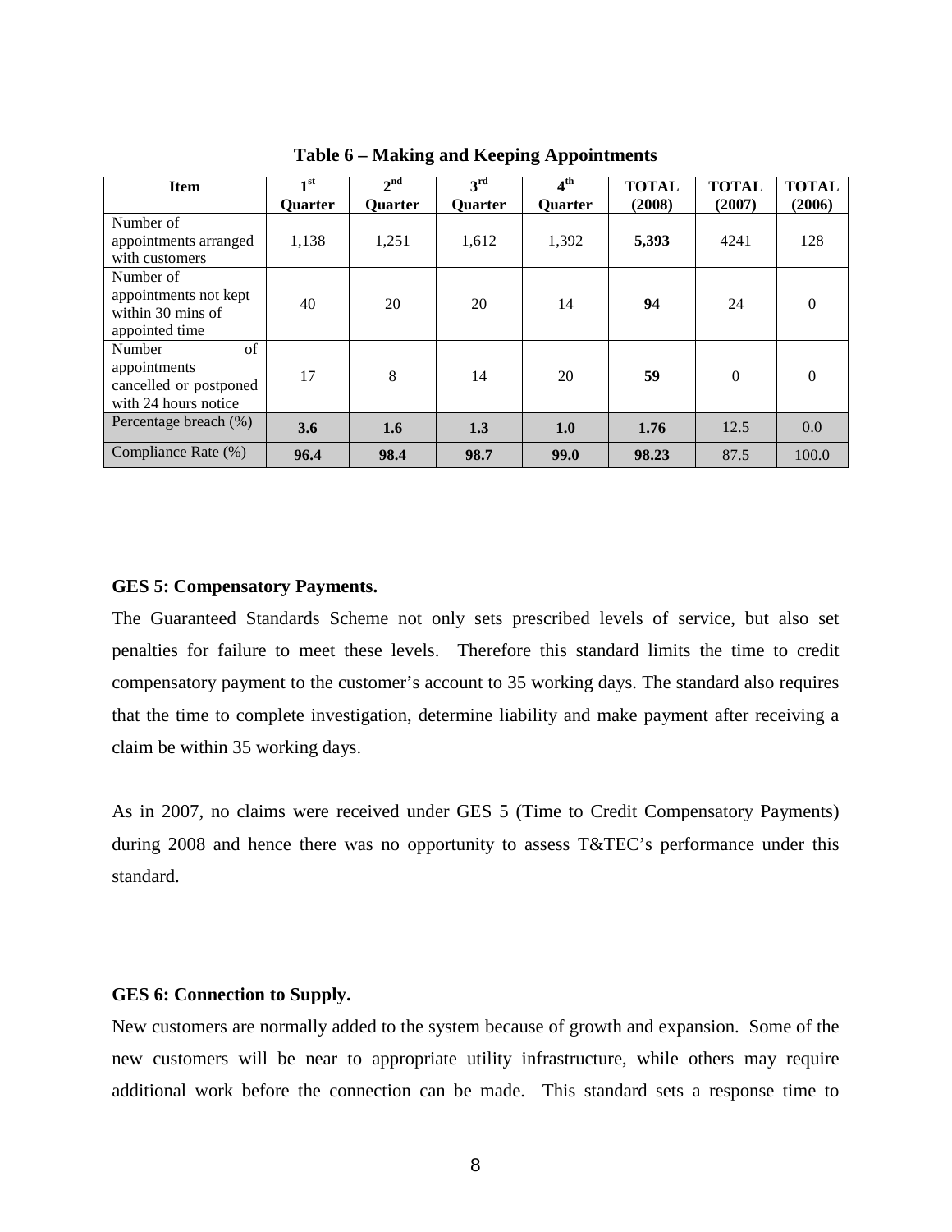**Table 6 – Making and Keeping Appointments**

| Item | 1st Quarter | 2nd Quarter | 3rd Quarter | 4th Quarter | TOTAL (2008) | TOTAL (2007) | TOTAL (2006) |
|---|---|---|---|---|---|---|---|
| Number of appointments arranged with customers | 1,138 | 1,251 | 1,612 | 1,392 | **5,393** | 4241 | 128 |
| Number of appointments not kept within 30 mins of appointed time | 40 | 20 | 20 | 14 | **94** | 24 | 0 |
| Number of appointments cancelled or postponed with 24 hours notice | 17 | 8 | 14 | 20 | **59** | 0 | 0 |
| Percentage breach (%) | **3.6** | **1.6** | **1.3** | **1.0** | **1.76** | 12.5 | 0.0 |
| Compliance Rate (%) | **96.4** | **98.4** | **98.7** | **99.0** | **98.23** | 87.5 | 100.0 |

**GES 5: Compensatory Payments.**

The Guaranteed Standards Scheme not only sets prescribed levels of service, but also set penalties for failure to meet these levels. Therefore this standard limits the time to credit compensatory payment to the customer's account to 35 working days. The standard also requires that the time to complete investigation, determine liability and make payment after receiving a claim be within 35 working days.

As in 2007, no claims were received under GES 5 (Time to Credit Compensatory Payments) during 2008 and hence there was no opportunity to assess T&TEC's performance under this standard.

**GES 6: Connection to Supply.**

New customers are normally added to the system because of growth and expansion. Some of the new customers will be near to appropriate utility infrastructure, while others may require additional work before the connection can be made. This standard sets a response time to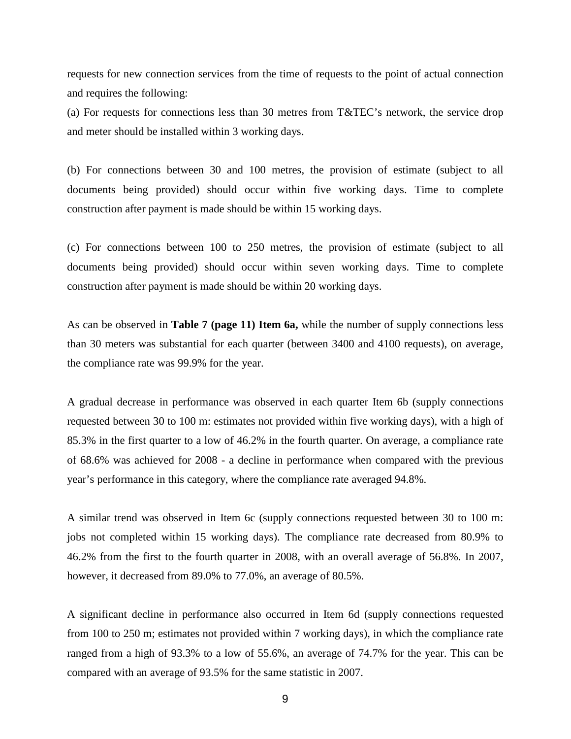requests for new connection services from the time of requests to the point of actual connection and requires the following:

(a) For requests for connections less than 30 metres from T&TEC's network, the service drop and meter should be installed within 3 working days.

(b) For connections between 30 and 100 metres, the provision of estimate (subject to all documents being provided) should occur within five working days. Time to complete construction after payment is made should be within 15 working days.

(c) For connections between 100 to 250 metres, the provision of estimate (subject to all documents being provided) should occur within seven working days. Time to complete construction after payment is made should be within 20 working days.

As can be observed in **Table 7 (page 11) Item 6a,** while the number of supply connections less than 30 meters was substantial for each quarter (between 3400 and 4100 requests), on average, the compliance rate was 99.9% for the year.

A gradual decrease in performance was observed in each quarter Item 6b (supply connections requested between 30 to 100 m: estimates not provided within five working days), with a high of 85.3% in the first quarter to a low of 46.2% in the fourth quarter. On average, a compliance rate of 68.6% was achieved for 2008 - a decline in performance when compared with the previous year's performance in this category, where the compliance rate averaged 94.8%.

A similar trend was observed in Item 6c (supply connections requested between 30 to 100 m: jobs not completed within 15 working days). The compliance rate decreased from 80.9% to 46.2% from the first to the fourth quarter in 2008, with an overall average of 56.8%. In 2007, however, it decreased from 89.0% to 77.0%, an average of 80.5%.

A significant decline in performance also occurred in Item 6d (supply connections requested from 100 to 250 m; estimates not provided within 7 working days), in which the compliance rate ranged from a high of 93.3% to a low of 55.6%, an average of 74.7% for the year. This can be compared with an average of 93.5% for the same statistic in 2007.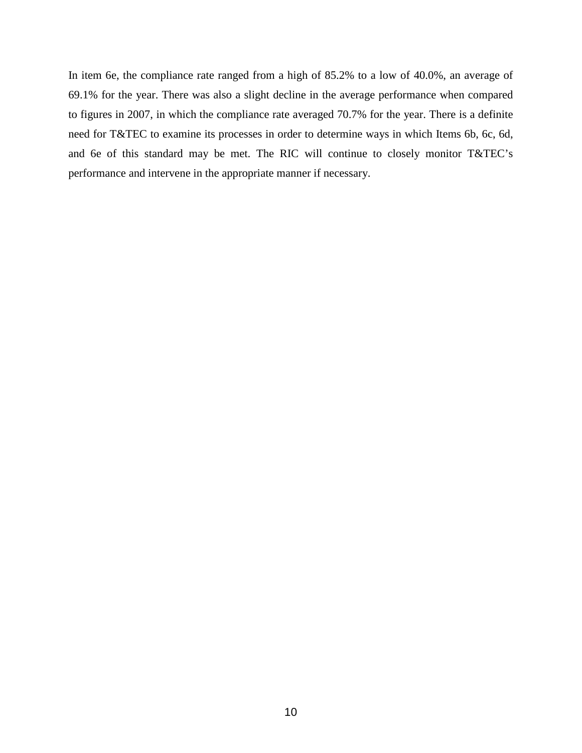In item 6e, the compliance rate ranged from a high of 85.2% to a low of 40.0%, an average of 69.1% for the year. There was also a slight decline in the average performance when compared to figures in 2007, in which the compliance rate averaged 70.7% for the year. There is a definite need for T&TEC to examine its processes in order to determine ways in which Items 6b, 6c, 6d, and 6e of this standard may be met. The RIC will continue to closely monitor T&TEC's performance and intervene in the appropriate manner if necessary.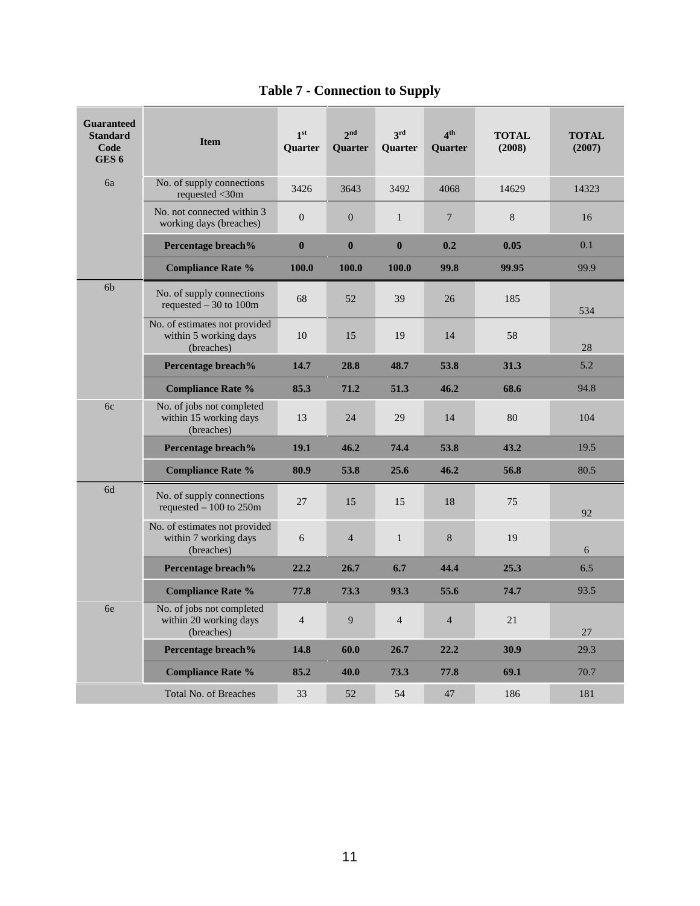# Table 7 - Connection to Supply

| Guaranteed Standard Code GES 6 | Item | 1st Quarter | 2nd Quarter | 3rd Quarter | 4th Quarter | TOTAL (2008) | TOTAL (2007) |
|---|---|---|---|---|---|---|---|
| 6a | No. of supply connections requested <30m | 3426 | 3643 | 3492 | 4068 | 14629 | 14323 |
| | No. not connected within 3 working days (breaches) | 0 | 0 | 1 | 7 | 8 | 16 |
| | **Percentage breach%** | **0** | **0** | **0** | **0.2** | **0.05** | 0.1 |
| | **Compliance Rate %** | **100.0** | **100.0** | **100.0** | **99.8** | **99.95** | 99.9 |
| 6b | No. of supply connections requested – 30 to 100m | 68 | 52 | 39 | 26 | 185 | 534 |
| | No. of estimates not provided within 5 working days (breaches) | 10 | 15 | 19 | 14 | 58 | 28 |
| | **Percentage breach%** | **14.7** | **28.8** | **48.7** | **53.8** | **31.3** | 5.2 |
| | **Compliance Rate %** | **85.3** | **71.2** | **51.3** | **46.2** | **68.6** | 94.8 |
| 6c | No. of jobs not completed within 15 working days (breaches) | 13 | 24 | 29 | 14 | 80 | 104 |
| | **Percentage breach%** | **19.1** | **46.2** | **74.4** | **53.8** | **43.2** | 19.5 |
| | **Compliance Rate %** | **80.9** | **53.8** | **25.6** | **46.2** | **56.8** | 80.5 |
| 6d | No. of supply connections requested – 100 to 250m | 27 | 15 | 15 | 18 | 75 | 92 |
| | No. of estimates not provided within 7 working days (breaches) | 6 | 4 | 1 | 8 | 19 | 6 |
| | **Percentage breach%** | **22.2** | **26.7** | **6.7** | **44.4** | **25.3** | 6.5 |
| | **Compliance Rate %** | **77.8** | **73.3** | **93.3** | **55.6** | **74.7** | 93.5 |
| 6e | No. of jobs not completed within 20 working days (breaches) | 4 | 9 | 4 | 4 | 21 | 27 |
| | **Percentage breach%** | **14.8** | **60.0** | **26.7** | **22.2** | **30.9** | 29.3 |
| | **Compliance Rate %** | **85.2** | **40.0** | **73.3** | **77.8** | **69.1** | 70.7 |
| | Total No. of Breaches | 33 | 52 | 54 | 47 | 186 | 181 |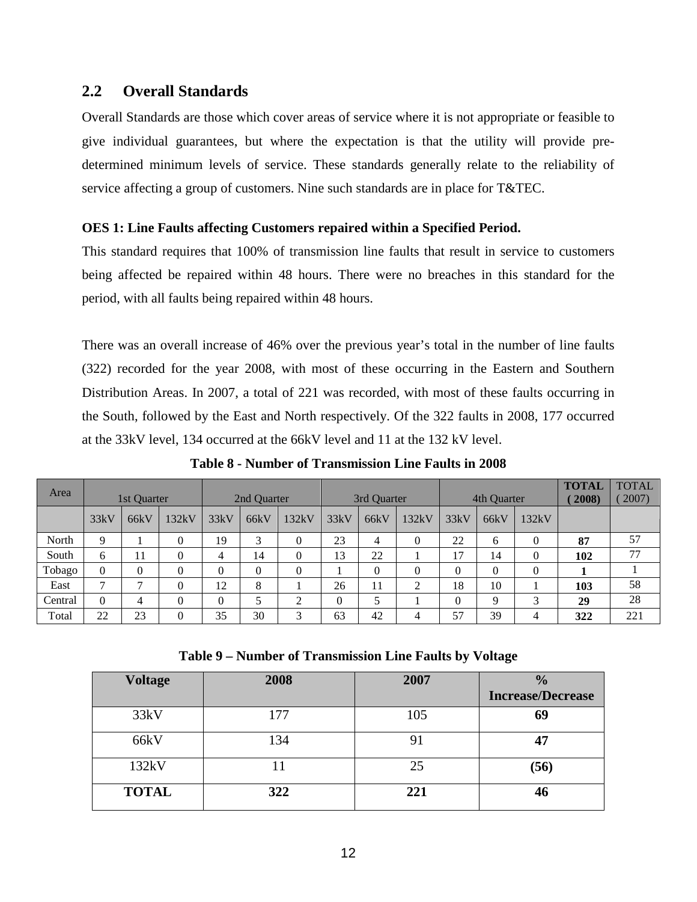## 2.2 Overall Standards

Overall Standards are those which cover areas of service where it is not appropriate or feasible to give individual guarantees, but where the expectation is that the utility will provide pre-determined minimum levels of service. These standards generally relate to the reliability of service affecting a group of customers. Nine such standards are in place for T&TEC.

**OES 1: Line Faults affecting Customers repaired within a Specified Period.**

This standard requires that 100% of transmission line faults that result in service to customers being affected be repaired within 48 hours. There were no breaches in this standard for the period, with all faults being repaired within 48 hours.

There was an overall increase of 46% over the previous year's total in the number of line faults (322) recorded for the year 2008, with most of these occurring in the Eastern and Southern Distribution Areas. In 2007, a total of 221 was recorded, with most of these faults occurring in the South, followed by the East and North respectively. Of the 322 faults in 2008, 177 occurred at the 33kV level, 134 occurred at the 66kV level and 11 at the 132 kV level.

**Table 8 - Number of Transmission Line Faults in 2008**

| Area | 1st Quarter | | | 2nd Quarter | | | 3rd Quarter | | | 4th Quarter | | | **TOTAL ( 2008)** | TOTAL ( 2007) |
|---|---|---|---|---|---|---|---|---|---|---|---|---|---|---|
| | 33kV | 66kV | 132kV | 33kV | 66kV | 132kV | 33kV | 66kV | 132kV | 33kV | 66kV | 132kV | | |
| North | 9 | 1 | 0 | 19 | 3 | 0 | 23 | 4 | 0 | 22 | 6 | 0 | **87** | 57 |
| South | 6 | 11 | 0 | 4 | 14 | 0 | 13 | 22 | 1 | 17 | 14 | 0 | **102** | 77 |
| Tobago | 0 | 0 | 0 | 0 | 0 | 0 | 1 | 0 | 0 | 0 | 0 | 0 | **1** | 1 |
| East | 7 | 7 | 0 | 12 | 8 | 1 | 26 | 11 | 2 | 18 | 10 | 1 | **103** | 58 |
| Central | 0 | 4 | 0 | 0 | 5 | 2 | 0 | 5 | 1 | 0 | 9 | 3 | **29** | 28 |
| Total | 22 | 23 | 0 | 35 | 30 | 3 | 63 | 42 | 4 | 57 | 39 | 4 | **322** | 221 |

**Table 9 – Number of Transmission Line Faults by Voltage**

| Voltage | 2008 | 2007 | % Increase/Decrease |
|---|---|---|---|
| 33kV | 177 | 105 | **69** |
| 66kV | 134 | 91 | **47** |
| 132kV | 11 | 25 | **(56)** |
| **TOTAL** | **322** | **221** | **46** |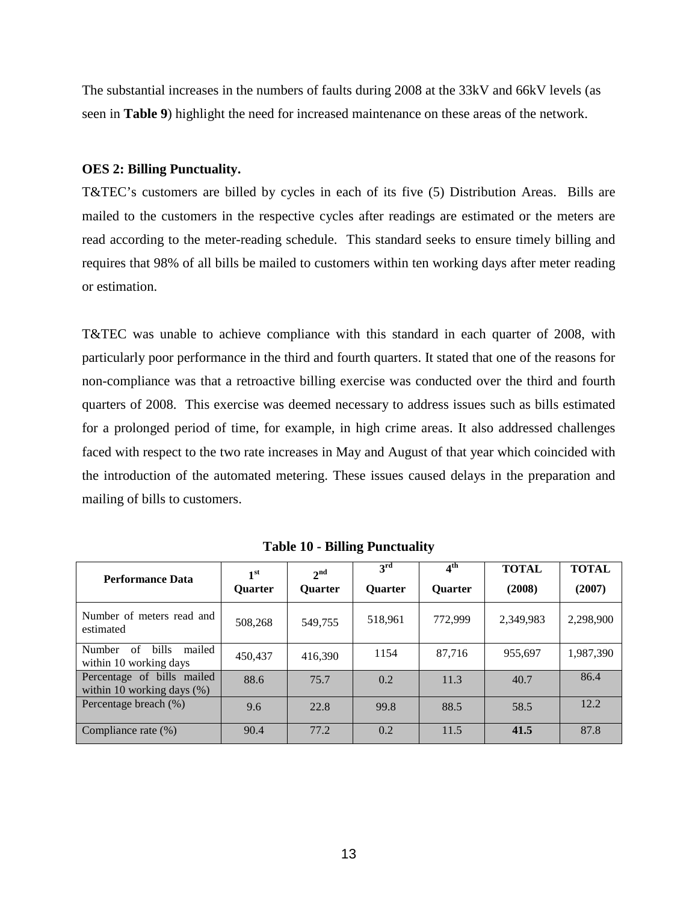The substantial increases in the numbers of faults during 2008 at the 33kV and 66kV levels (as seen in **Table 9**) highlight the need for increased maintenance on these areas of the network.

**OES 2: Billing Punctuality.**

T&TEC's customers are billed by cycles in each of its five (5) Distribution Areas. Bills are mailed to the customers in the respective cycles after readings are estimated or the meters are read according to the meter-reading schedule. This standard seeks to ensure timely billing and requires that 98% of all bills be mailed to customers within ten working days after meter reading or estimation.

T&TEC was unable to achieve compliance with this standard in each quarter of 2008, with particularly poor performance in the third and fourth quarters. It stated that one of the reasons for non-compliance was that a retroactive billing exercise was conducted over the third and fourth quarters of 2008. This exercise was deemed necessary to address issues such as bills estimated for a prolonged period of time, for example, in high crime areas. It also addressed challenges faced with respect to the two rate increases in May and August of that year which coincided with the introduction of the automated metering. These issues caused delays in the preparation and mailing of bills to customers.

**Table 10 - Billing Punctuality**

| Performance Data | 1st Quarter | 2nd Quarter | 3rd Quarter | 4th Quarter | TOTAL (2008) | TOTAL (2007) |
|---|---|---|---|---|---|---|
| Number of meters read and estimated | 508,268 | 549,755 | 518,961 | 772,999 | 2,349,983 | 2,298,900 |
| Number of bills mailed within 10 working days | 450,437 | 416,390 | 1154 | 87,716 | 955,697 | 1,987,390 |
| Percentage of bills mailed within 10 working days (%) | 88.6 | 75.7 | 0.2 | 11.3 | 40.7 | 86.4 |
| Percentage breach (%) | 9.6 | 22.8 | 99.8 | 88.5 | 58.5 | 12.2 |
| Compliance rate (%) | 90.4 | 77.2 | 0.2 | 11.5 | **41.5** | 87.8 |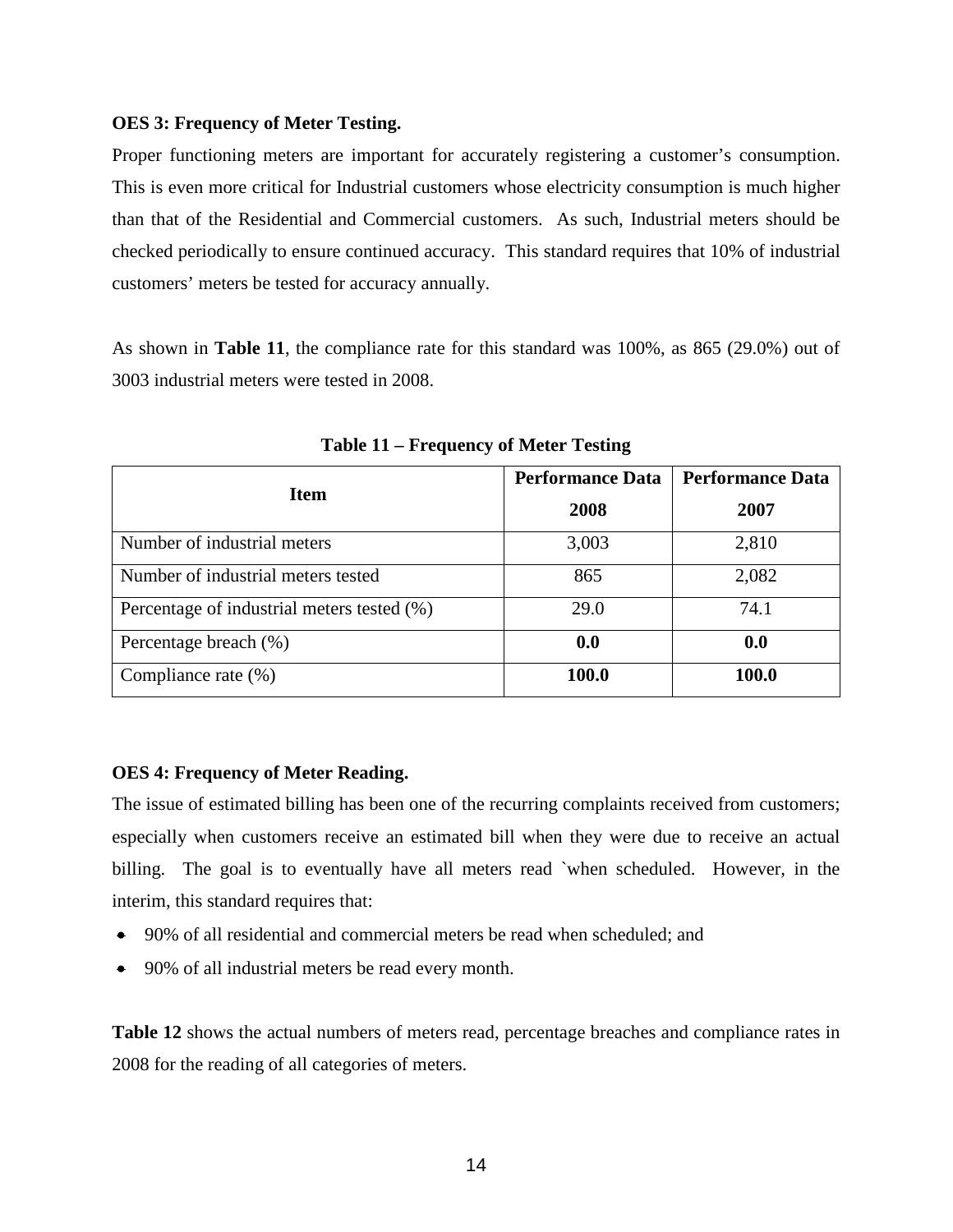**OES 3: Frequency of Meter Testing.**

Proper functioning meters are important for accurately registering a customer's consumption. This is even more critical for Industrial customers whose electricity consumption is much higher than that of the Residential and Commercial customers. As such, Industrial meters should be checked periodically to ensure continued accuracy. This standard requires that 10% of industrial customers' meters be tested for accuracy annually.

As shown in **Table 11**, the compliance rate for this standard was 100%, as 865 (29.0%) out of 3003 industrial meters were tested in 2008.

**Table 11 – Frequency of Meter Testing**

| Item | Performance Data 2008 | Performance Data 2007 |
|---|---|---|
| Number of industrial meters | 3,003 | 2,810 |
| Number of industrial meters tested | 865 | 2,082 |
| Percentage of industrial meters tested (%) | 29.0 | 74.1 |
| Percentage breach (%) | **0.0** | **0.0** |
| Compliance rate (%) | **100.0** | **100.0** |

**OES 4: Frequency of Meter Reading.**

The issue of estimated billing has been one of the recurring complaints received from customers; especially when customers receive an estimated bill when they were due to receive an actual billing. The goal is to eventually have all meters read `when scheduled. However, in the interim, this standard requires that:

- 90% of all residential and commercial meters be read when scheduled; and
- 90% of all industrial meters be read every month.

**Table 12** shows the actual numbers of meters read, percentage breaches and compliance rates in 2008 for the reading of all categories of meters.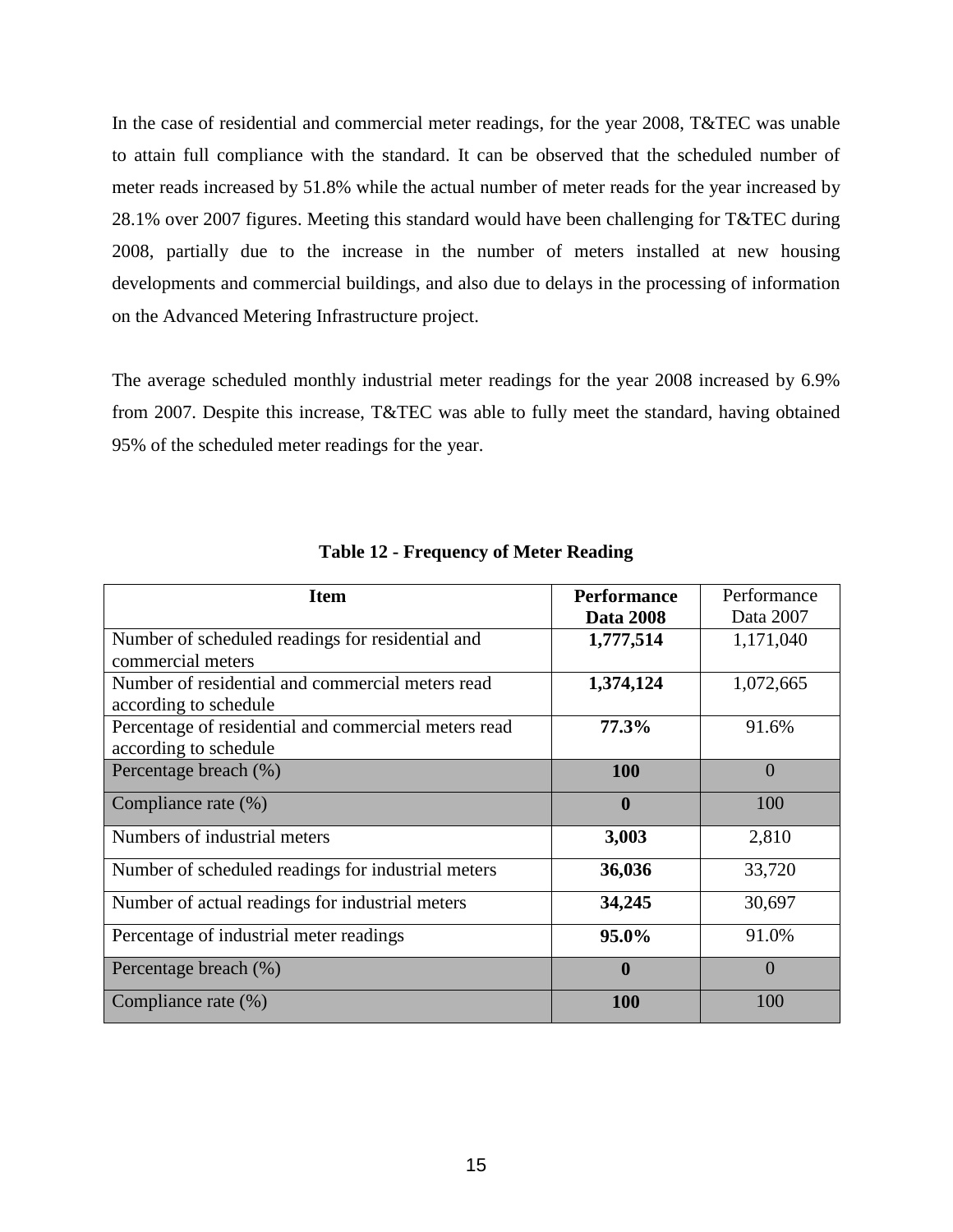In the case of residential and commercial meter readings, for the year 2008, T&TEC was unable to attain full compliance with the standard. It can be observed that the scheduled number of meter reads increased by 51.8% while the actual number of meter reads for the year increased by 28.1% over 2007 figures. Meeting this standard would have been challenging for T&TEC during 2008, partially due to the increase in the number of meters installed at new housing developments and commercial buildings, and also due to delays in the processing of information on the Advanced Metering Infrastructure project.

The average scheduled monthly industrial meter readings for the year 2008 increased by 6.9% from 2007. Despite this increase, T&TEC was able to fully meet the standard, having obtained 95% of the scheduled meter readings for the year.

**Table 12 - Frequency of Meter Reading**

| Item | **Performance Data 2008** | Performance Data 2007 |
|---|---|---|
| Number of scheduled readings for residential and commercial meters | **1,777,514** | 1,171,040 |
| Number of residential and commercial meters read according to schedule | **1,374,124** | 1,072,665 |
| Percentage of residential and commercial meters read according to schedule | **77.3%** | 91.6% |
| Percentage breach (%) | **100** | 0 |
| Compliance rate (%) | **0** | 100 |
| Numbers of industrial meters | **3,003** | 2,810 |
| Number of scheduled readings for industrial meters | **36,036** | 33,720 |
| Number of actual readings for industrial meters | **34,245** | 30,697 |
| Percentage of industrial meter readings | **95.0%** | 91.0% |
| Percentage breach (%) | **0** | 0 |
| Compliance rate (%) | **100** | 100 |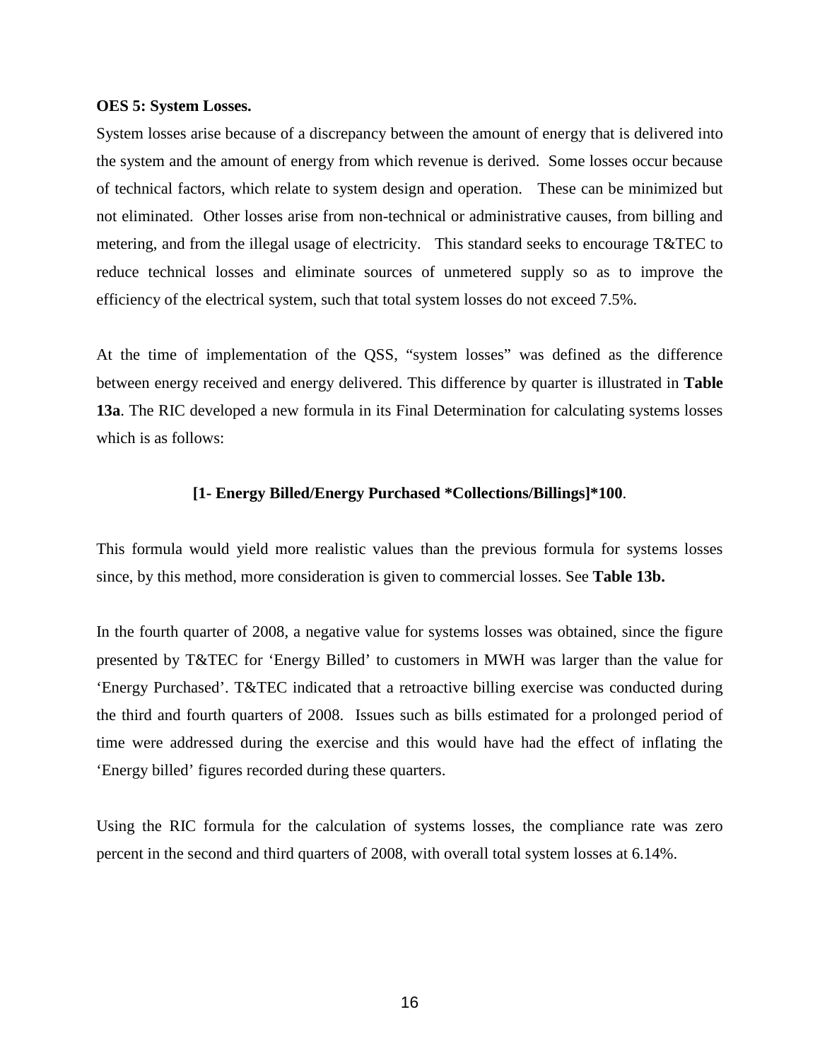**OES 5: System Losses.**

System losses arise because of a discrepancy between the amount of energy that is delivered into the system and the amount of energy from which revenue is derived. Some losses occur because of technical factors, which relate to system design and operation. These can be minimized but not eliminated. Other losses arise from non-technical or administrative causes, from billing and metering, and from the illegal usage of electricity. This standard seeks to encourage T&TEC to reduce technical losses and eliminate sources of unmetered supply so as to improve the efficiency of the electrical system, such that total system losses do not exceed 7.5%.

At the time of implementation of the QSS, "system losses" was defined as the difference between energy received and energy delivered. This difference by quarter is illustrated in **Table 13a**. The RIC developed a new formula in its Final Determination for calculating systems losses which is as follows:

**[1- Energy Billed/Energy Purchased *Collections/Billings]*100**.

This formula would yield more realistic values than the previous formula for systems losses since, by this method, more consideration is given to commercial losses. See **Table 13b.**

In the fourth quarter of 2008, a negative value for systems losses was obtained, since the figure presented by T&TEC for 'Energy Billed' to customers in MWH was larger than the value for 'Energy Purchased'. T&TEC indicated that a retroactive billing exercise was conducted during the third and fourth quarters of 2008. Issues such as bills estimated for a prolonged period of time were addressed during the exercise and this would have had the effect of inflating the 'Energy billed' figures recorded during these quarters.

Using the RIC formula for the calculation of systems losses, the compliance rate was zero percent in the second and third quarters of 2008, with overall total system losses at 6.14%.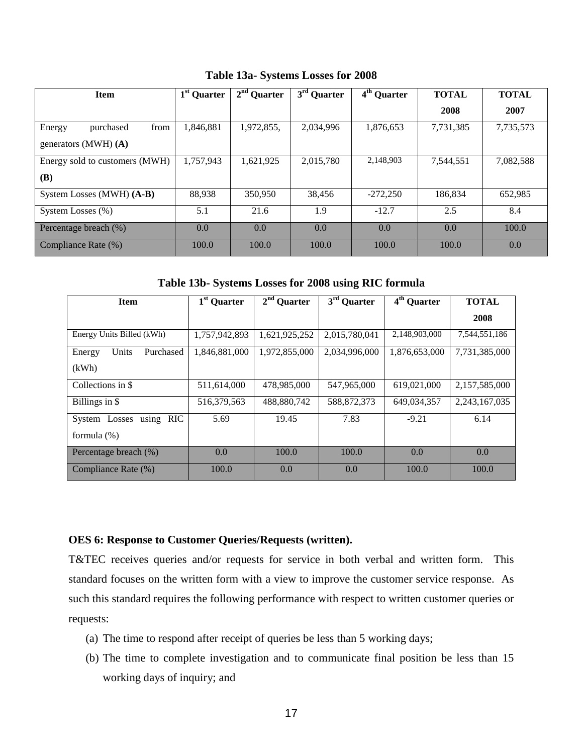**Table 13a- Systems Losses for 2008**

| Item | 1st Quarter | 2nd Quarter | 3rd Quarter | 4th Quarter | TOTAL 2008 | TOTAL 2007 |
|---|---|---|---|---|---|---|
| Energy purchased from generators (MWH) **(A)** | 1,846,881 | 1,972,855, | 2,034,996 | 1,876,653 | 7,731,385 | 7,735,573 |
| Energy sold to customers (MWH) **(B)** | 1,757,943 | 1,621,925 | 2,015,780 | 2,148,903 | 7,544,551 | 7,082,588 |
| System Losses (MWH) **(A-B)** | 88,938 | 350,950 | 38,456 | -272,250 | 186,834 | 652,985 |
| System Losses (%) | 5.1 | 21.6 | 1.9 | -12.7 | 2.5 | 8.4 |
| Percentage breach (%) | 0.0 | 0.0 | 0.0 | 0.0 | 0.0 | 100.0 |
| Compliance Rate (%) | 100.0 | 100.0 | 100.0 | 100.0 | 100.0 | 0.0 |

**Table 13b- Systems Losses for 2008 using RIC formula**

| Item | 1st Quarter | 2nd Quarter | 3rd Quarter | 4th Quarter | TOTAL 2008 |
|---|---|---|---|---|---|
| Energy Units Billed (kWh) | 1,757,942,893 | 1,621,925,252 | 2,015,780,041 | 2,148,903,000 | 7,544,551,186 |
| Energy Units Purchased (kWh) | 1,846,881,000 | 1,972,855,000 | 2,034,996,000 | 1,876,653,000 | 7,731,385,000 |
| Collections in $ | 511,614,000 | 478,985,000 | 547,965,000 | 619,021,000 | 2,157,585,000 |
| Billings in $ | 516,379,563 | 488,880,742 | 588,872,373 | 649,034,357 | 2,243,167,035 |
| System Losses using RIC formula (%) | 5.69 | 19.45 | 7.83 | -9.21 | 6.14 |
| Percentage breach (%) | 0.0 | 100.0 | 100.0 | 0.0 | 0.0 |
| Compliance Rate (%) | 100.0 | 0.0 | 0.0 | 100.0 | 100.0 |

**OES 6: Response to Customer Queries/Requests (written).**

T&TEC receives queries and/or requests for service in both verbal and written form. This standard focuses on the written form with a view to improve the customer service response. As such this standard requires the following performance with respect to written customer queries or requests:

(a) The time to respond after receipt of queries be less than 5 working days;

(b) The time to complete investigation and to communicate final position be less than 15 working days of inquiry; and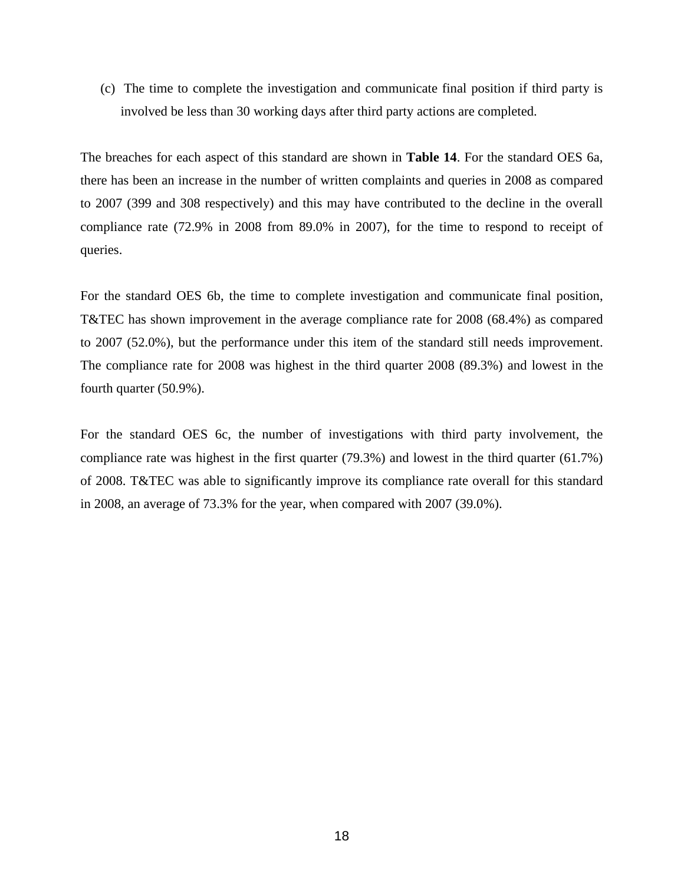(c) The time to complete the investigation and communicate final position if third party is involved be less than 30 working days after third party actions are completed.

The breaches for each aspect of this standard are shown in **Table 14**. For the standard OES 6a, there has been an increase in the number of written complaints and queries in 2008 as compared to 2007 (399 and 308 respectively) and this may have contributed to the decline in the overall compliance rate (72.9% in 2008 from 89.0% in 2007), for the time to respond to receipt of queries.

For the standard OES 6b, the time to complete investigation and communicate final position, T&TEC has shown improvement in the average compliance rate for 2008 (68.4%) as compared to 2007 (52.0%), but the performance under this item of the standard still needs improvement. The compliance rate for 2008 was highest in the third quarter 2008 (89.3%) and lowest in the fourth quarter (50.9%).

For the standard OES 6c, the number of investigations with third party involvement, the compliance rate was highest in the first quarter (79.3%) and lowest in the third quarter (61.7%) of 2008. T&TEC was able to significantly improve its compliance rate overall for this standard in 2008, an average of 73.3% for the year, when compared with 2007 (39.0%).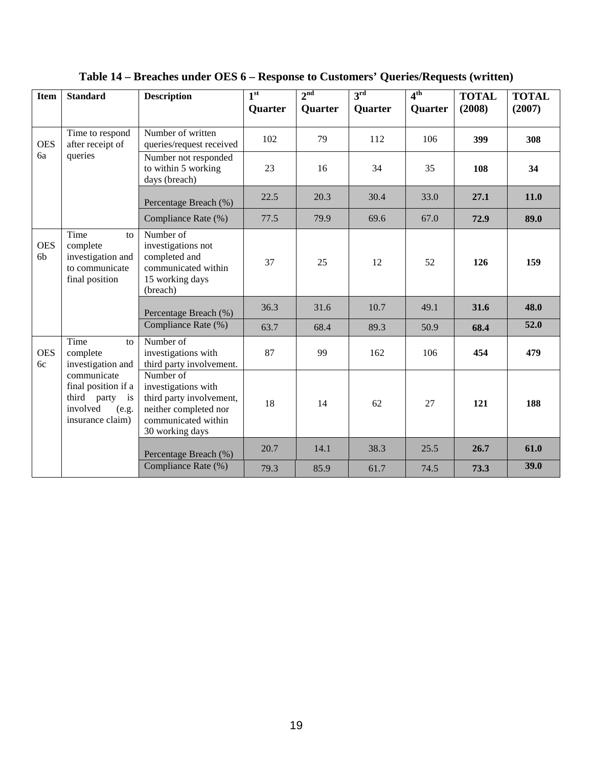**Table 14 – Breaches under OES 6 – Response to Customers' Queries/Requests (written)**

| Item | Standard | Description | 1st Quarter | 2nd Quarter | 3rd Quarter | 4th Quarter | TOTAL (2008) | TOTAL (2007) |
|---|---|---|---|---|---|---|---|---|
| OES 6a | Time to respond after receipt of queries | Number of written queries/request received | 102 | 79 | 112 | 106 | **399** | **308** |
| | | Number not responded to within 5 working days (breach) | 23 | 16 | 34 | 35 | **108** | **34** |
| | | Percentage Breach (%) | 22.5 | 20.3 | 30.4 | 33.0 | **27.1** | **11.0** |
| | | Compliance Rate (%) | 77.5 | 79.9 | 69.6 | 67.0 | **72.9** | **89.0** |
| OES 6b | Time to complete investigation and to communicate final position | Number of investigations not completed and communicated within 15 working days (breach) | 37 | 25 | 12 | 52 | **126** | **159** |
| | | Percentage Breach (%) | 36.3 | 31.6 | 10.7 | 49.1 | **31.6** | **48.0** |
| | | Compliance Rate (%) | 63.7 | 68.4 | 89.3 | 50.9 | **68.4** | **52.0** |
| OES 6c | Time to complete investigation and communicate final position if a third party is involved (e.g. insurance claim) | Number of investigations with third party involvement. | 87 | 99 | 162 | 106 | **454** | **479** |
| | | Number of investigations with third party involvement, neither completed nor communicated within 30 working days | 18 | 14 | 62 | 27 | **121** | **188** |
| | | Percentage Breach (%) | 20.7 | 14.1 | 38.3 | 25.5 | **26.7** | **61.0** |
| | | Compliance Rate (%) | 79.3 | 85.9 | 61.7 | 74.5 | **73.3** | **39.0** |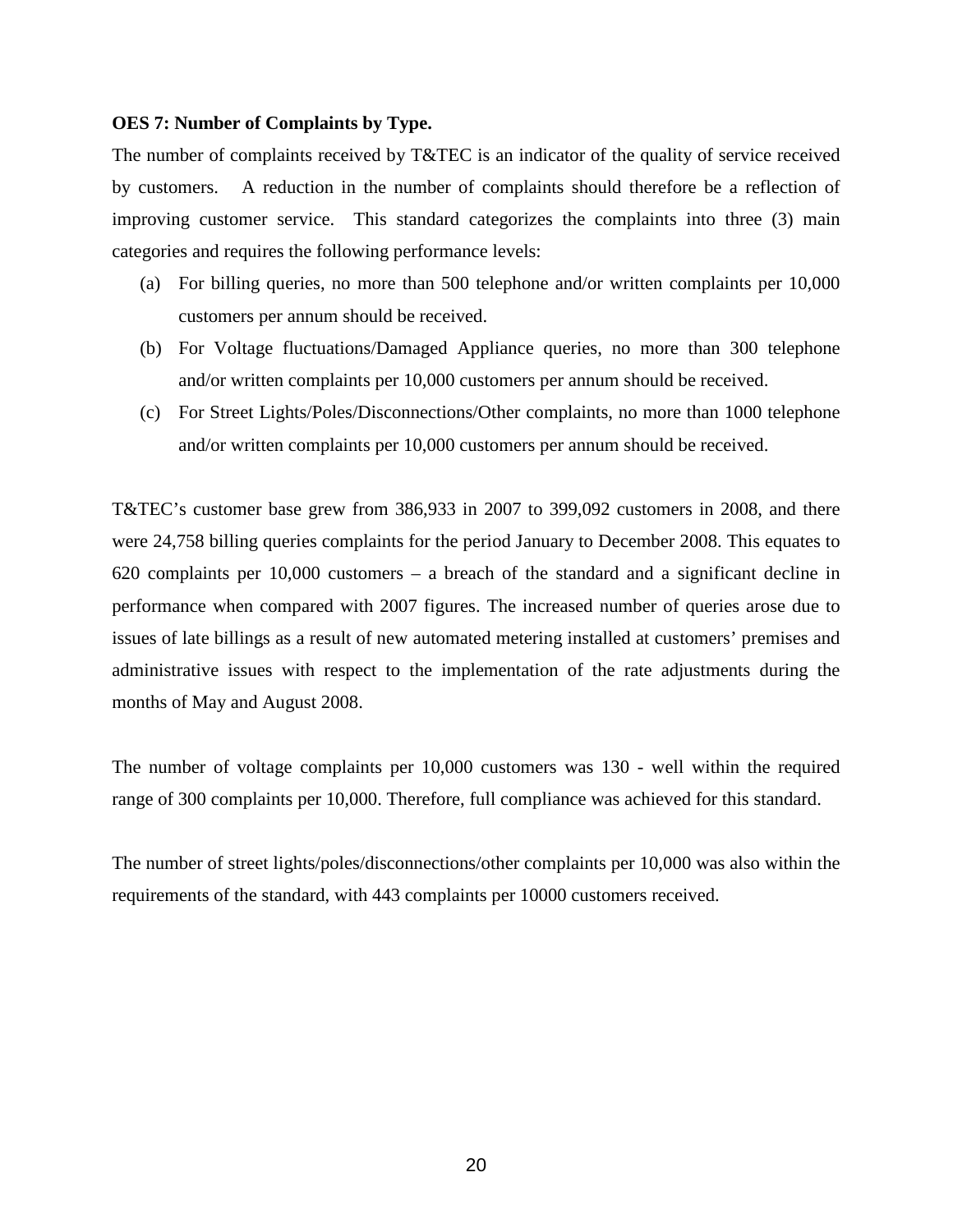**OES 7: Number of Complaints by Type.**

The number of complaints received by T&TEC is an indicator of the quality of service received by customers. A reduction in the number of complaints should therefore be a reflection of improving customer service. This standard categorizes the complaints into three (3) main categories and requires the following performance levels:

(a) For billing queries, no more than 500 telephone and/or written complaints per 10,000 customers per annum should be received.

(b) For Voltage fluctuations/Damaged Appliance queries, no more than 300 telephone and/or written complaints per 10,000 customers per annum should be received.

(c) For Street Lights/Poles/Disconnections/Other complaints, no more than 1000 telephone and/or written complaints per 10,000 customers per annum should be received.

T&TEC's customer base grew from 386,933 in 2007 to 399,092 customers in 2008, and there were 24,758 billing queries complaints for the period January to December 2008. This equates to 620 complaints per 10,000 customers – a breach of the standard and a significant decline in performance when compared with 2007 figures. The increased number of queries arose due to issues of late billings as a result of new automated metering installed at customers' premises and administrative issues with respect to the implementation of the rate adjustments during the months of May and August 2008.

The number of voltage complaints per 10,000 customers was 130 - well within the required range of 300 complaints per 10,000. Therefore, full compliance was achieved for this standard.

The number of street lights/poles/disconnections/other complaints per 10,000 was also within the requirements of the standard, with 443 complaints per 10000 customers received.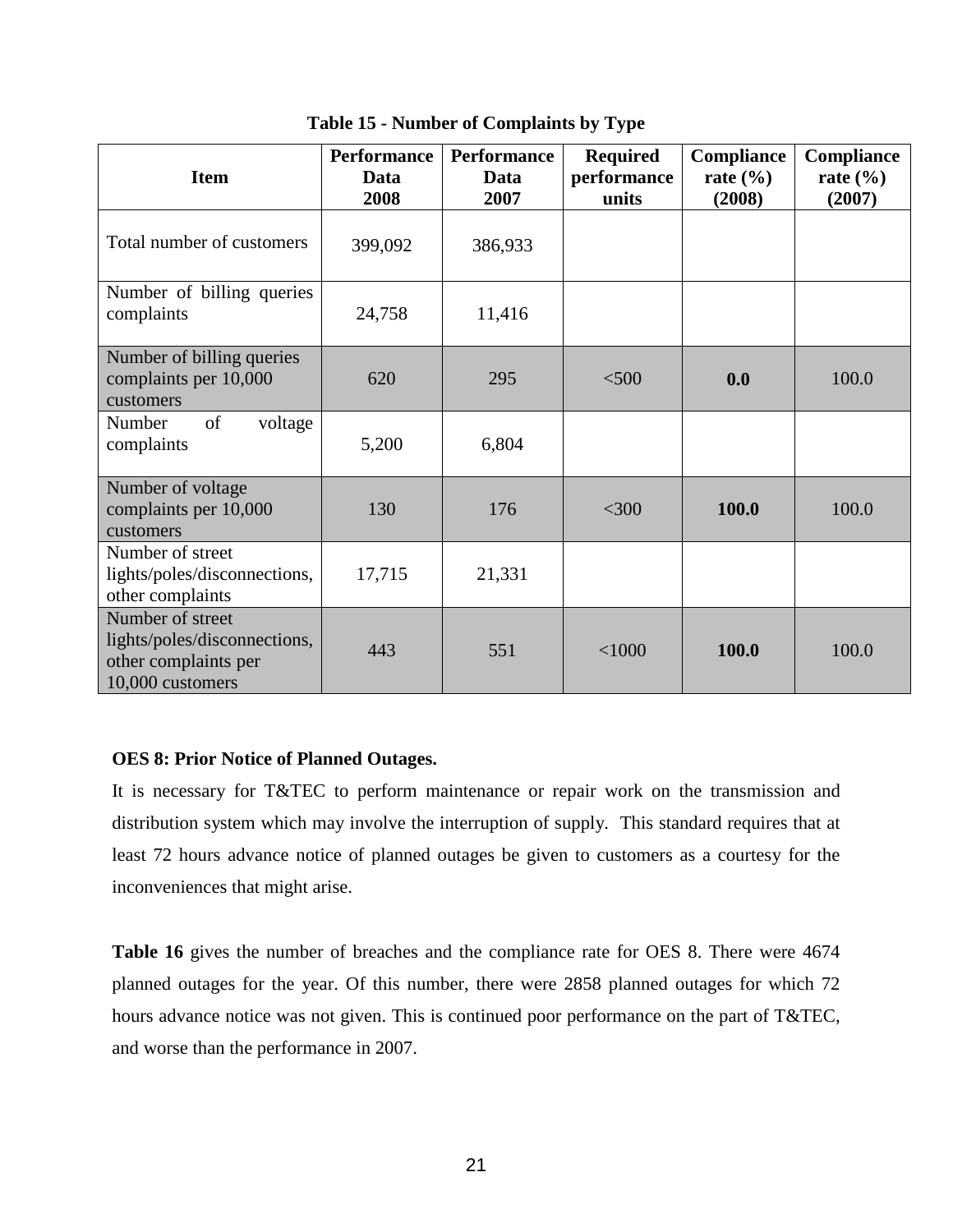**Table 15 - Number of Complaints by Type**

| Item | Performance Data 2008 | Performance Data 2007 | Required performance units | Compliance rate (%) (2008) | Compliance rate (%) (2007) |
|---|---|---|---|---|---|
| Total number of customers | 399,092 | 386,933 | | | |
| Number of billing queries complaints | 24,758 | 11,416 | | | |
| Number of billing queries complaints per 10,000 customers | 620 | 295 | <500 | **0.0** | 100.0 |
| Number of voltage complaints | 5,200 | 6,804 | | | |
| Number of voltage complaints per 10,000 customers | 130 | 176 | <300 | **100.0** | 100.0 |
| Number of street lights/poles/disconnections, other complaints | 17,715 | 21,331 | | | |
| Number of street lights/poles/disconnections, other complaints per 10,000 customers | 443 | 551 | <1000 | **100.0** | 100.0 |

**OES 8: Prior Notice of Planned Outages.**

It is necessary for T&TEC to perform maintenance or repair work on the transmission and distribution system which may involve the interruption of supply. This standard requires that at least 72 hours advance notice of planned outages be given to customers as a courtesy for the inconveniences that might arise.

**Table 16** gives the number of breaches and the compliance rate for OES 8. There were 4674 planned outages for the year. Of this number, there were 2858 planned outages for which 72 hours advance notice was not given. This is continued poor performance on the part of T&TEC, and worse than the performance in 2007.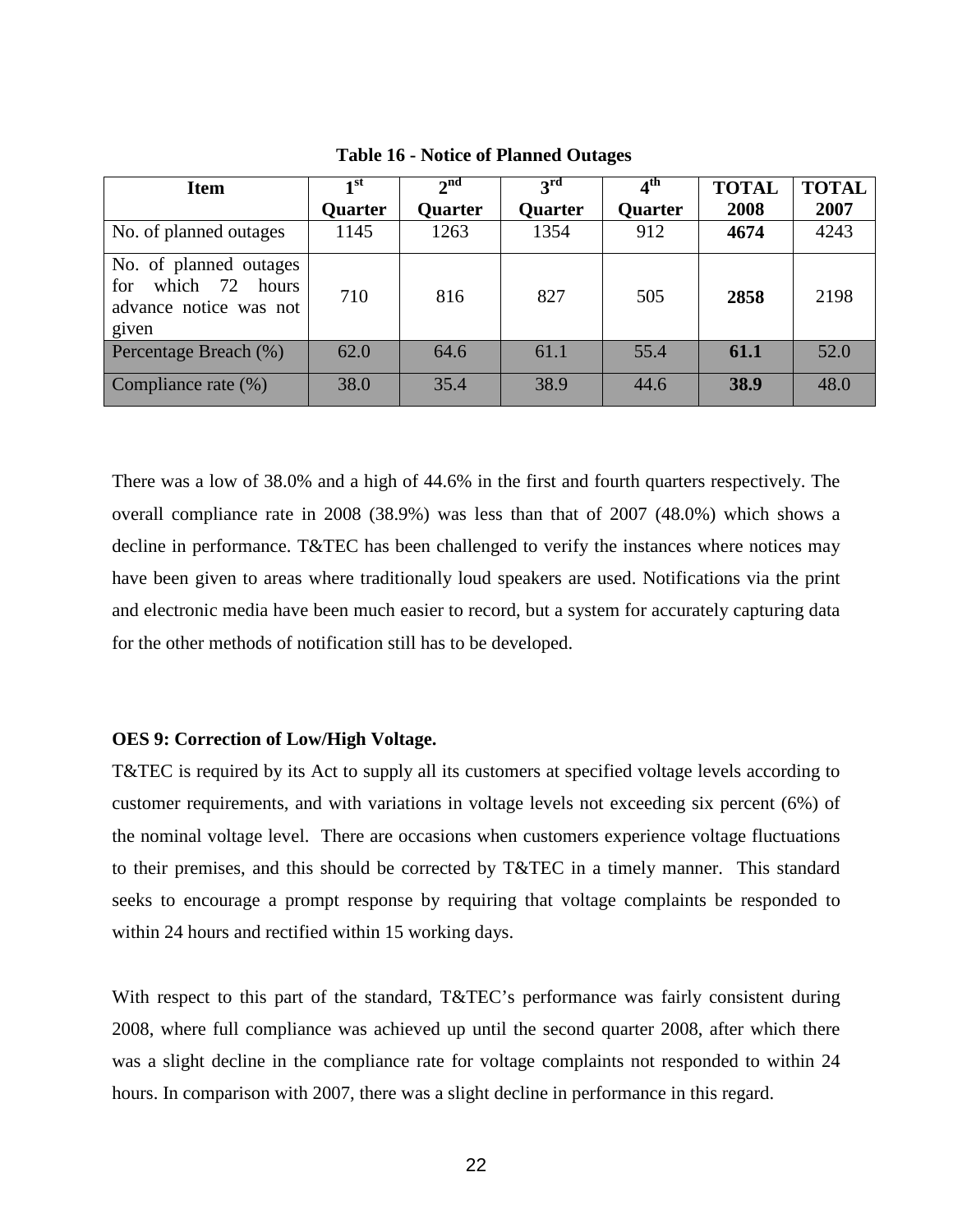**Table 16 - Notice of Planned Outages**

| Item | 1st Quarter | 2nd Quarter | 3rd Quarter | 4th Quarter | TOTAL 2008 | TOTAL 2007 |
|---|---|---|---|---|---|---|
| No. of planned outages | 1145 | 1263 | 1354 | 912 | **4674** | 4243 |
| No. of planned outages for which 72 hours advance notice was not given | 710 | 816 | 827 | 505 | **2858** | 2198 |
| Percentage Breach (%) | 62.0 | 64.6 | 61.1 | 55.4 | **61.1** | 52.0 |
| Compliance rate (%) | 38.0 | 35.4 | 38.9 | 44.6 | **38.9** | 48.0 |

There was a low of 38.0% and a high of 44.6% in the first and fourth quarters respectively. The overall compliance rate in 2008 (38.9%) was less than that of 2007 (48.0%) which shows a decline in performance. T&TEC has been challenged to verify the instances where notices may have been given to areas where traditionally loud speakers are used. Notifications via the print and electronic media have been much easier to record, but a system for accurately capturing data for the other methods of notification still has to be developed.

**OES 9: Correction of Low/High Voltage.**

T&TEC is required by its Act to supply all its customers at specified voltage levels according to customer requirements, and with variations in voltage levels not exceeding six percent (6%) of the nominal voltage level. There are occasions when customers experience voltage fluctuations to their premises, and this should be corrected by T&TEC in a timely manner. This standard seeks to encourage a prompt response by requiring that voltage complaints be responded to within 24 hours and rectified within 15 working days.

With respect to this part of the standard, T&TEC's performance was fairly consistent during 2008, where full compliance was achieved up until the second quarter 2008, after which there was a slight decline in the compliance rate for voltage complaints not responded to within 24 hours. In comparison with 2007, there was a slight decline in performance in this regard.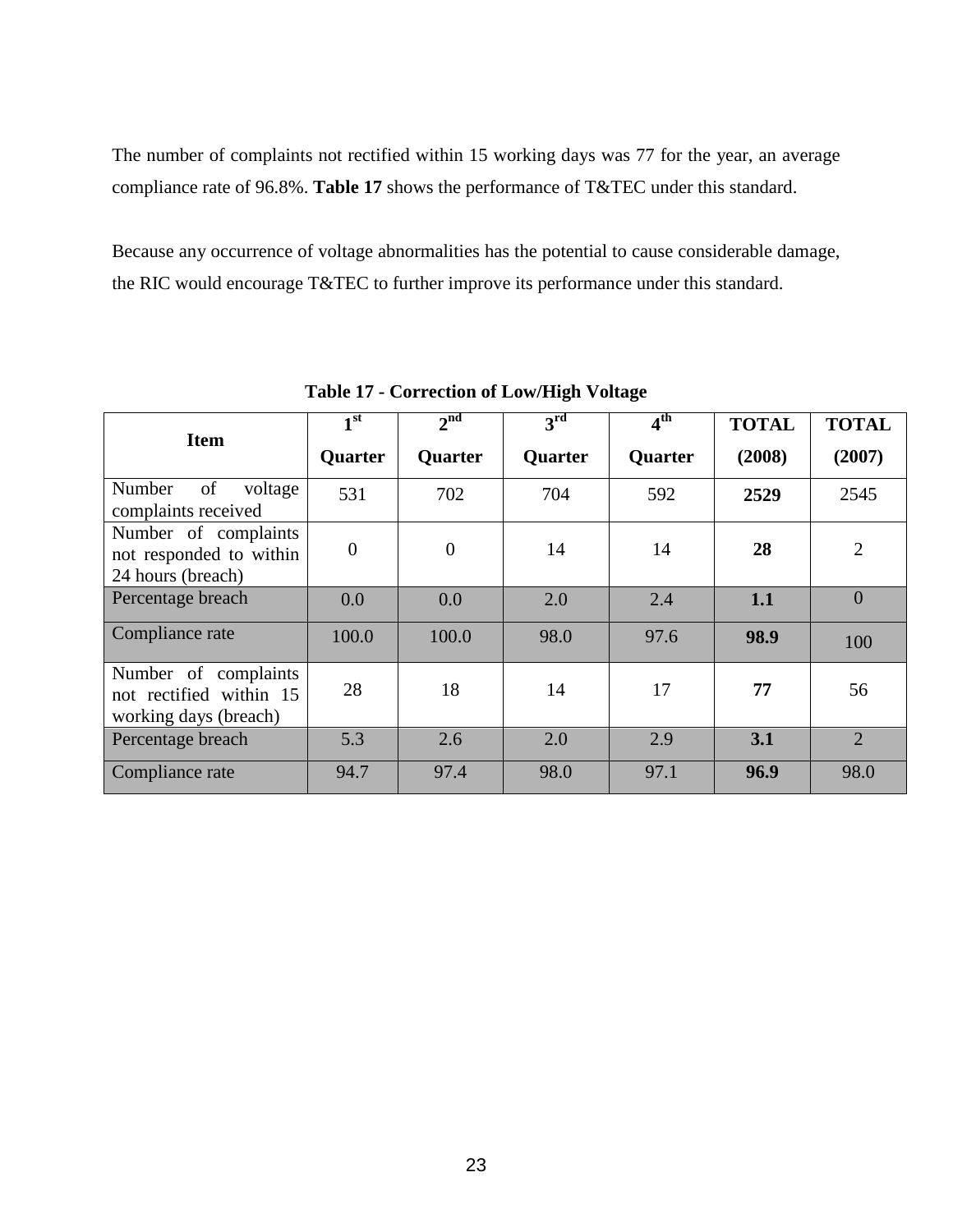The number of complaints not rectified within 15 working days was 77 for the year, an average compliance rate of 96.8%. **Table 17** shows the performance of T&TEC under this standard.

Because any occurrence of voltage abnormalities has the potential to cause considerable damage, the RIC would encourage T&TEC to further improve its performance under this standard.

**Table 17 - Correction of Low/High Voltage**

| Item | 1st Quarter | 2nd Quarter | 3rd Quarter | 4th Quarter | TOTAL (2008) | TOTAL (2007) |
|---|---|---|---|---|---|---|
| Number of voltage complaints received | 531 | 702 | 704 | 592 | **2529** | 2545 |
| Number of complaints not responded to within 24 hours (breach) | 0 | 0 | 14 | 14 | **28** | 2 |
| Percentage breach | 0.0 | 0.0 | 2.0 | 2.4 | **1.1** | 0 |
| Compliance rate | 100.0 | 100.0 | 98.0 | 97.6 | **98.9** | 100 |
| Number of complaints not rectified within 15 working days (breach) | 28 | 18 | 14 | 17 | **77** | 56 |
| Percentage breach | 5.3 | 2.6 | 2.0 | 2.9 | **3.1** | 2 |
| Compliance rate | 94.7 | 97.4 | 98.0 | 97.1 | **96.9** | 98.0 |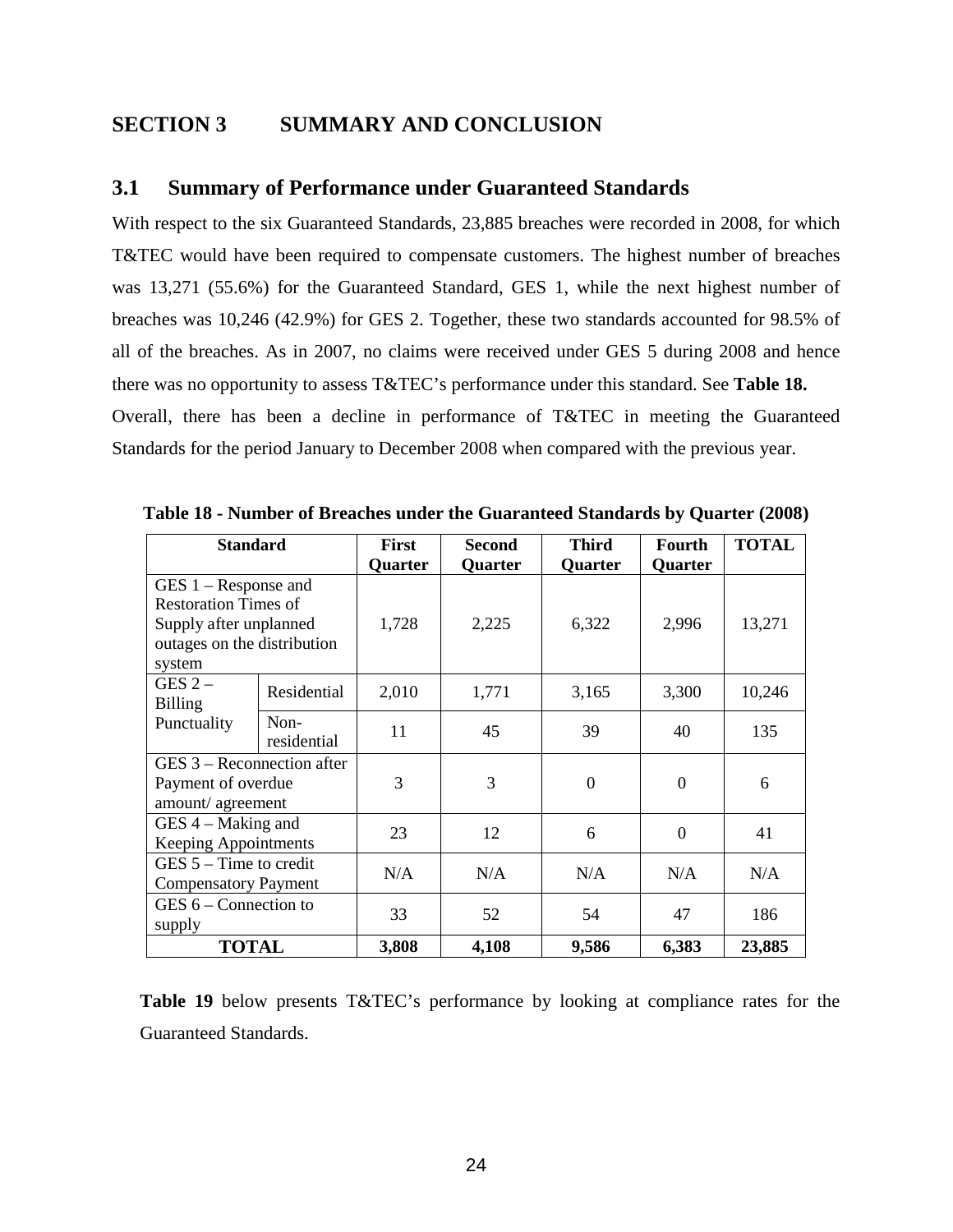# SECTION 3 SUMMARY AND CONCLUSION

## 3.1 Summary of Performance under Guaranteed Standards

With respect to the six Guaranteed Standards, 23,885 breaches were recorded in 2008, for which T&TEC would have been required to compensate customers. The highest number of breaches was 13,271 (55.6%) for the Guaranteed Standard, GES 1, while the next highest number of breaches was 10,246 (42.9%) for GES 2. Together, these two standards accounted for 98.5% of all of the breaches. As in 2007, no claims were received under GES 5 during 2008 and hence there was no opportunity to assess T&TEC's performance under this standard. See **Table 18.**

Overall, there has been a decline in performance of T&TEC in meeting the Guaranteed Standards for the period January to December 2008 when compared with the previous year.

**Table 18 - Number of Breaches under the Guaranteed Standards by Quarter (2008)**

| Standard | | First Quarter | Second Quarter | Third Quarter | Fourth Quarter | TOTAL |
|---|---|---|---|---|---|---|
| GES 1 – Response and Restoration Times of Supply after unplanned outages on the distribution system | | 1,728 | 2,225 | 6,322 | 2,996 | 13,271 |
| GES 2 – Billing Punctuality | Residential | 2,010 | 1,771 | 3,165 | 3,300 | 10,246 |
| | Non-residential | 11 | 45 | 39 | 40 | 135 |
| GES 3 – Reconnection after Payment of overdue amount/ agreement | | 3 | 3 | 0 | 0 | 6 |
| GES 4 – Making and Keeping Appointments | | 23 | 12 | 6 | 0 | 41 |
| GES 5 – Time to credit Compensatory Payment | | N/A | N/A | N/A | N/A | N/A |
| GES 6 – Connection to supply | | 33 | 52 | 54 | 47 | 186 |
| **TOTAL** | | **3,808** | **4,108** | **9,586** | **6,383** | **23,885** |

**Table 19** below presents T&TEC's performance by looking at compliance rates for the Guaranteed Standards.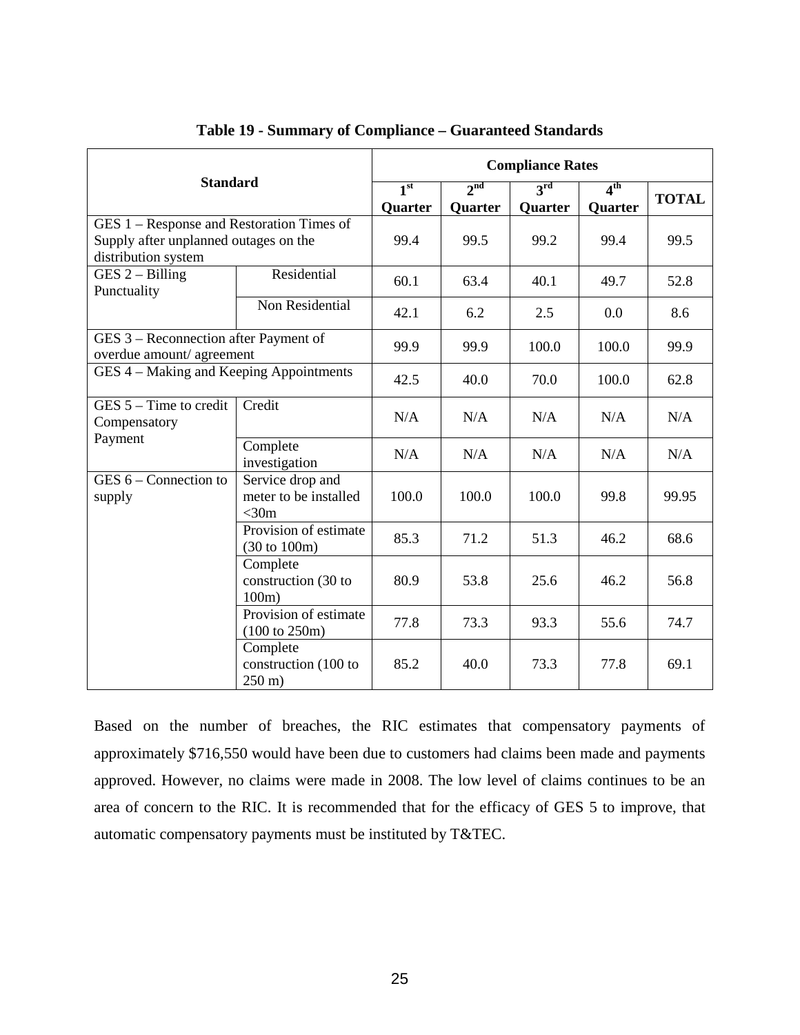**Table 19 - Summary of Compliance – Guaranteed Standards**

| Standard | | Compliance Rates | | | | |
|---|---|---|---|---|---|---|
| | | 1st Quarter | 2nd Quarter | 3rd Quarter | 4th Quarter | TOTAL |
| GES 1 – Response and Restoration Times of Supply after unplanned outages on the distribution system | | 99.4 | 99.5 | 99.2 | 99.4 | 99.5 |
| GES 2 – Billing Punctuality | Residential | 60.1 | 63.4 | 40.1 | 49.7 | 52.8 |
| | Non Residential | 42.1 | 6.2 | 2.5 | 0.0 | 8.6 |
| GES 3 – Reconnection after Payment of overdue amount/ agreement | | 99.9 | 99.9 | 100.0 | 100.0 | 99.9 |
| GES 4 – Making and Keeping Appointments | | 42.5 | 40.0 | 70.0 | 100.0 | 62.8 |
| GES 5 – Time to credit Compensatory Payment | Credit | N/A | N/A | N/A | N/A | N/A |
| | Complete investigation | N/A | N/A | N/A | N/A | N/A |
| GES 6 – Connection to supply | Service drop and meter to be installed <30m | 100.0 | 100.0 | 100.0 | 99.8 | 99.95 |
| | Provision of estimate (30 to 100m) | 85.3 | 71.2 | 51.3 | 46.2 | 68.6 |
| | Complete construction (30 to 100m) | 80.9 | 53.8 | 25.6 | 46.2 | 56.8 |
| | Provision of estimate (100 to 250m) | 77.8 | 73.3 | 93.3 | 55.6 | 74.7 |
| | Complete construction (100 to 250 m) | 85.2 | 40.0 | 73.3 | 77.8 | 69.1 |

Based on the number of breaches, the RIC estimates that compensatory payments of approximately $716,550 would have been due to customers had claims been made and payments approved. However, no claims were made in 2008. The low level of claims continues to be an area of concern to the RIC. It is recommended that for the efficacy of GES 5 to improve, that automatic compensatory payments must be instituted by T&TEC.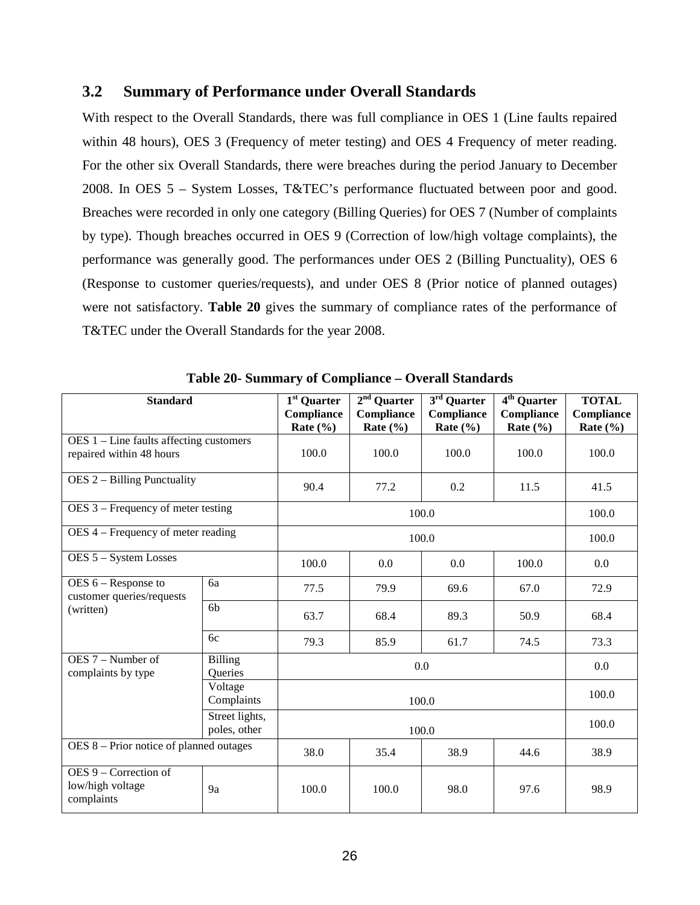## 3.2 Summary of Performance under Overall Standards

With respect to the Overall Standards, there was full compliance in OES 1 (Line faults repaired within 48 hours), OES 3 (Frequency of meter testing) and OES 4 Frequency of meter reading. For the other six Overall Standards, there were breaches during the period January to December 2008. In OES 5 – System Losses, T&TEC's performance fluctuated between poor and good. Breaches were recorded in only one category (Billing Queries) for OES 7 (Number of complaints by type). Though breaches occurred in OES 9 (Correction of low/high voltage complaints), the performance was generally good. The performances under OES 2 (Billing Punctuality), OES 6 (Response to customer queries/requests), and under OES 8 (Prior notice of planned outages) were not satisfactory. **Table 20** gives the summary of compliance rates of the performance of T&TEC under the Overall Standards for the year 2008.

**Table 20- Summary of Compliance – Overall Standards**

| Standard | | 1st Quarter Compliance Rate (%) | 2nd Quarter Compliance Rate (%) | 3rd Quarter Compliance Rate (%) | 4th Quarter Compliance Rate (%) | TOTAL Compliance Rate (%) |
|---|---|---|---|---|---|---|
| OES 1 – Line faults affecting customers repaired within 48 hours | | 100.0 | 100.0 | 100.0 | 100.0 | 100.0 |
| OES 2 – Billing Punctuality | | 90.4 | 77.2 | 0.2 | 11.5 | 41.5 |
| OES 3 – Frequency of meter testing | | 100.0 | | | | 100.0 |
| OES 4 – Frequency of meter reading | | 100.0 | | | | 100.0 |
| OES 5 – System Losses | | 100.0 | 0.0 | 0.0 | 100.0 | 0.0 |
| OES 6 – Response to customer queries/requests (written) | 6a | 77.5 | 79.9 | 69.6 | 67.0 | 72.9 |
| | 6b | 63.7 | 68.4 | 89.3 | 50.9 | 68.4 |
| | 6c | 79.3 | 85.9 | 61.7 | 74.5 | 73.3 |
| OES 7 – Number of complaints by type | Billing Queries | 0.0 | | | | 0.0 |
| | Voltage Complaints | 100.0 | | | | 100.0 |
| | Street lights, poles, other | 100.0 | | | | 100.0 |
| OES 8 – Prior notice of planned outages | | 38.0 | 35.4 | 38.9 | 44.6 | 38.9 |
| OES 9 – Correction of low/high voltage complaints | 9a | 100.0 | 100.0 | 98.0 | 97.6 | 98.9 |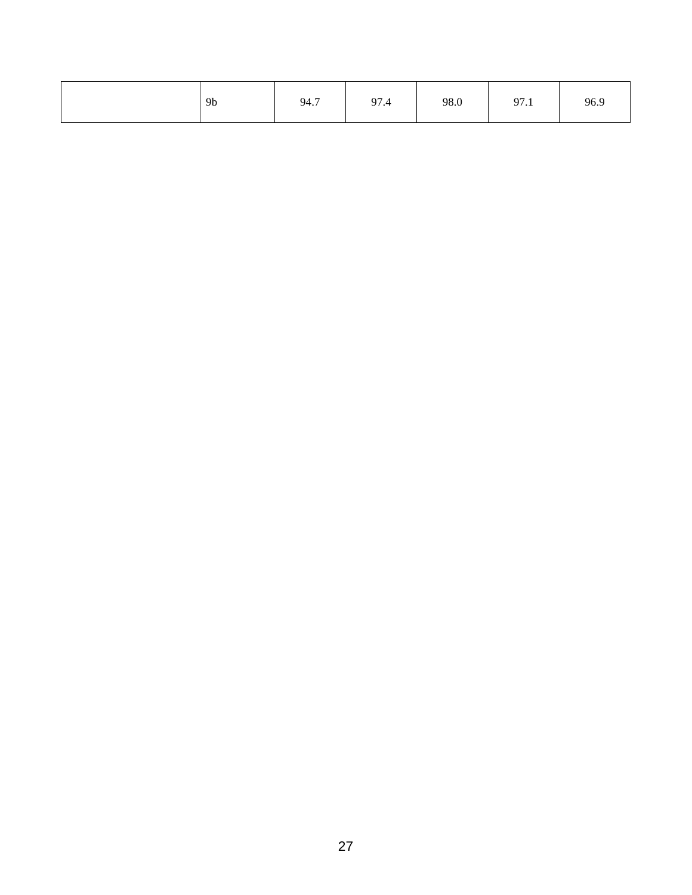|  | 9b | 94.7 | 97.4 | 98.0 | 97.1 | 96.9 |
|---|---|---|---|---|---|---|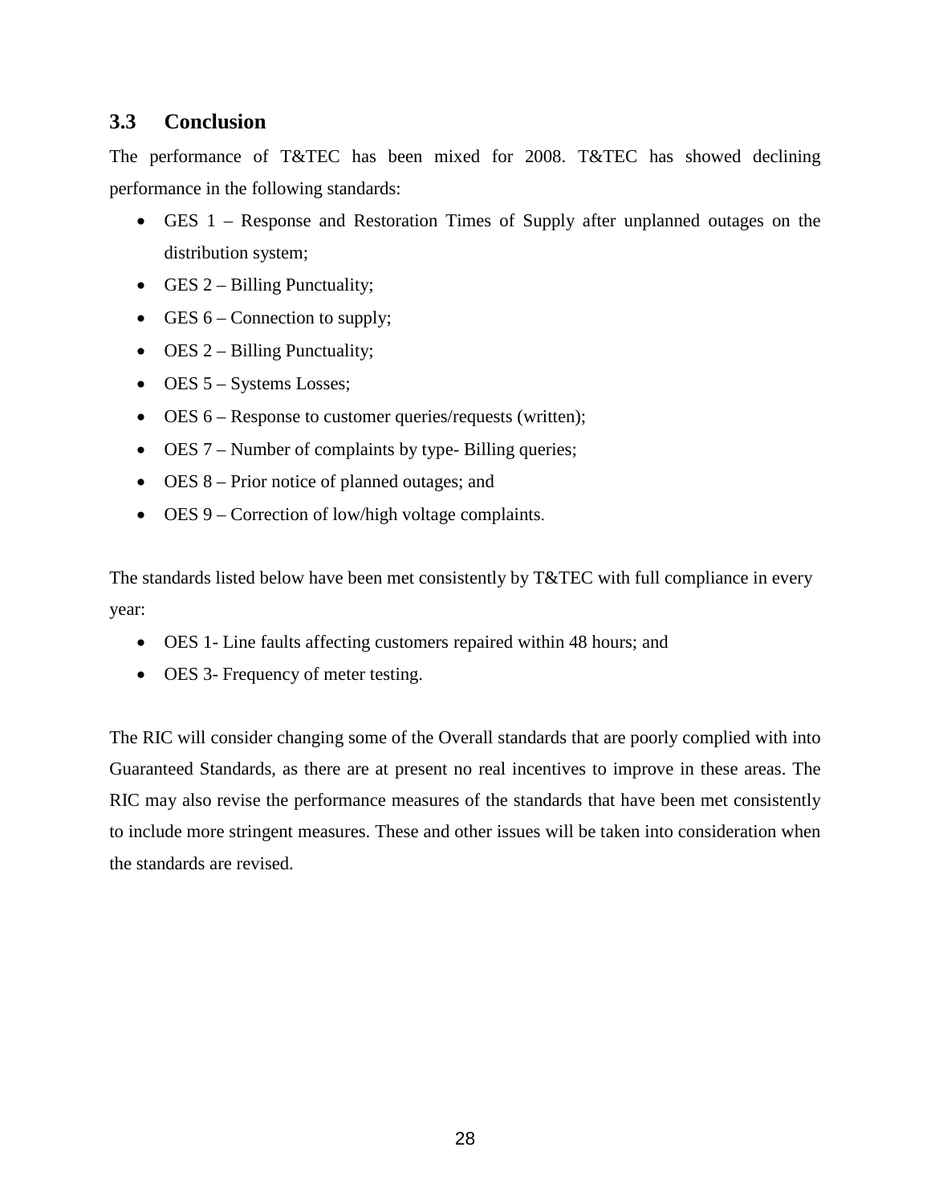## 3.3 Conclusion

The performance of T&TEC has been mixed for 2008. T&TEC has showed declining performance in the following standards:

- GES 1 – Response and Restoration Times of Supply after unplanned outages on the distribution system;
- GES 2 – Billing Punctuality;
- GES 6 – Connection to supply;
- OES 2 – Billing Punctuality;
- OES 5 – Systems Losses;
- OES 6 – Response to customer queries/requests (written);
- OES 7 – Number of complaints by type- Billing queries;
- OES 8 – Prior notice of planned outages; and
- OES 9 – Correction of low/high voltage complaints.

The standards listed below have been met consistently by T&TEC with full compliance in every year:

- OES 1- Line faults affecting customers repaired within 48 hours; and
- OES 3- Frequency of meter testing.

The RIC will consider changing some of the Overall standards that are poorly complied with into Guaranteed Standards, as there are at present no real incentives to improve in these areas. The RIC may also revise the performance measures of the standards that have been met consistently to include more stringent measures. These and other issues will be taken into consideration when the standards are revised.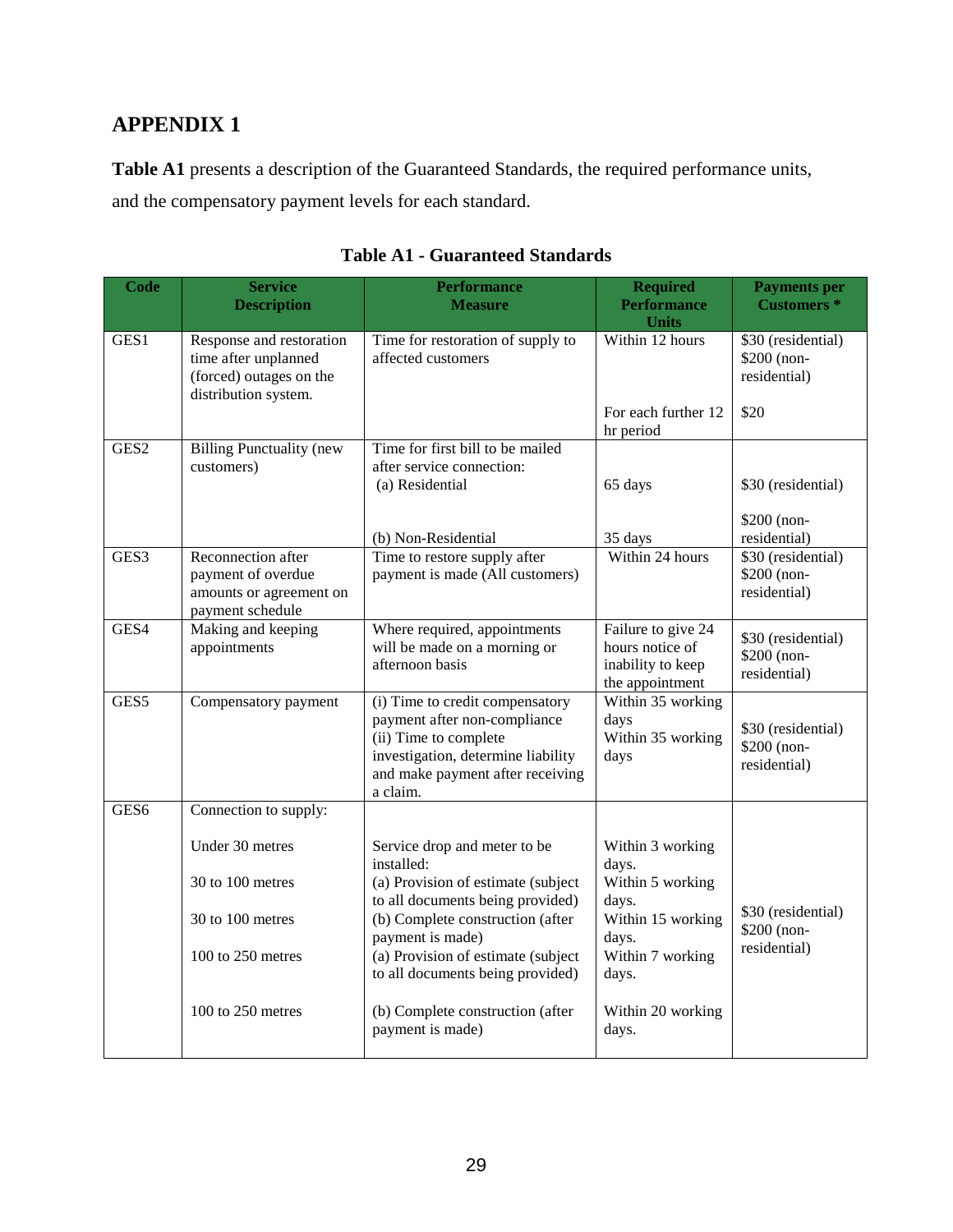# APPENDIX 1

**Table A1** presents a description of the Guaranteed Standards, the required performance units, and the compensatory payment levels for each standard.

**Table A1 - Guaranteed Standards**

| Code | Service Description | Performance Measure | Required Performance Units | Payments per Customers * |
|---|---|---|---|---|
| GES1 | Response and restoration time after unplanned (forced) outages on the distribution system. | Time for restoration of supply to affected customers | Within 12 hours<br><br>For each further 12 hr period | $30 (residential) $200 (non-residential)<br><br>$20 |
| GES2 | Billing Punctuality (new customers) | Time for first bill to be mailed after service connection:<br>(a) Residential<br><br>(b) Non-Residential | <br><br>65 days<br><br>35 days | <br><br>$30 (residential)<br><br>$200 (non-residential) |
| GES3 | Reconnection after payment of overdue amounts or agreement on payment schedule | Time to restore supply after payment is made (All customers) | Within 24 hours | $30 (residential) $200 (non-residential) |
| GES4 | Making and keeping appointments | Where required, appointments will be made on a morning or afternoon basis | Failure to give 24 hours notice of inability to keep the appointment | $30 (residential) $200 (non-residential) |
| GES5 | Compensatory payment | (i) Time to credit compensatory payment after non-compliance<br>(ii) Time to complete investigation, determine liability and make payment after receiving a claim. | Within 35 working days<br>Within 35 working days | $30 (residential) $200 (non-residential) |
| GES6 | Connection to supply:<br><br>Under 30 metres<br><br>30 to 100 metres<br><br>30 to 100 metres<br><br>100 to 250 metres<br><br>100 to 250 metres | <br><br>Service drop and meter to be installed:<br>(a) Provision of estimate (subject to all documents being provided)<br>(b) Complete construction (after payment is made)<br>(a) Provision of estimate (subject to all documents being provided)<br><br>(b) Complete construction (after payment is made) | <br><br>Within 3 working days.<br>Within 5 working days.<br>Within 15 working days.<br>Within 7 working days.<br><br>Within 20 working days. | $30 (residential) $200 (non-residential) |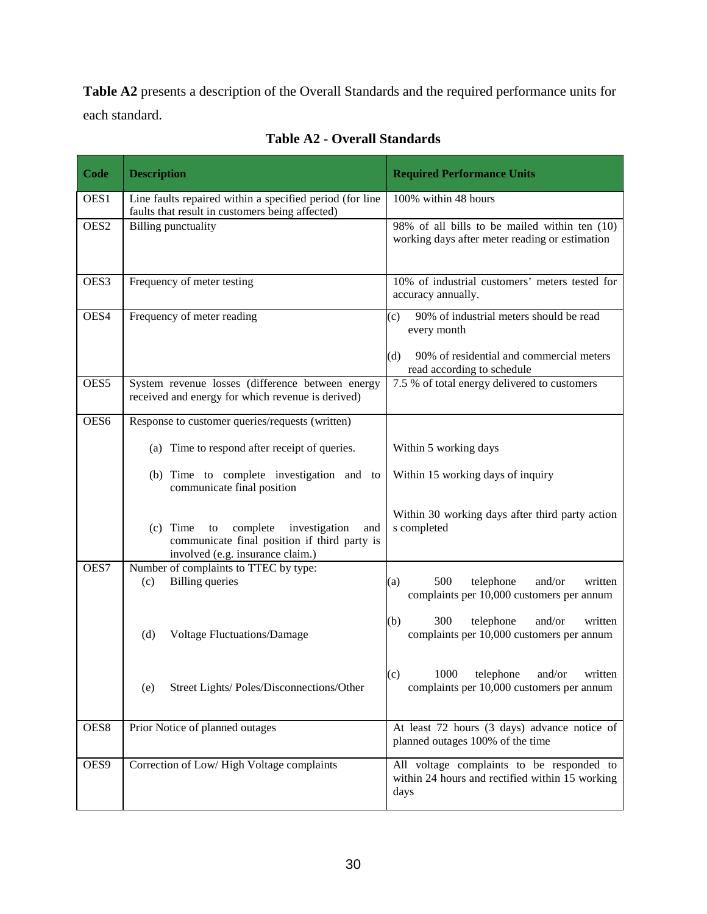**Table A2** presents a description of the Overall Standards and the required performance units for each standard.

**Table A2 - Overall Standards**

| Code | Description | Required Performance Units |
|---|---|---|
| OES1 | Line faults repaired within a specified period (for line faults that result in customers being affected) | 100% within 48 hours |
| OES2 | Billing punctuality | 98% of all bills to be mailed within ten (10) working days after meter reading or estimation |
| OES3 | Frequency of meter testing | 10% of industrial customers' meters tested for accuracy annually. |
| OES4 | Frequency of meter reading | (c) 90% of industrial meters should be read every month<br><br>(d) 90% of residential and commercial meters read according to schedule |
| OES5 | System revenue losses (difference between energy received and energy for which revenue is derived) | 7.5 % of total energy delivered to customers |
| OES6 | Response to customer queries/requests (written)<br><br>(a) Time to respond after receipt of queries.<br><br>(b) Time to complete investigation and to communicate final position<br><br>(c) Time to complete investigation and communicate final position if third party is involved (e.g. insurance claim.) | <br><br>Within 5 working days<br><br>Within 15 working days of inquiry<br><br>Within 30 working days after third party action s completed |
| OES7 | Number of complaints to TTEC by type:<br>(c) Billing queries<br><br>(d) Voltage Fluctuations/Damage<br><br>(e) Street Lights/ Poles/Disconnections/Other | (a) 500 telephone and/or written complaints per 10,000 customers per annum<br><br>(b) 300 telephone and/or written complaints per 10,000 customers per annum<br><br>(c) 1000 telephone and/or written complaints per 10,000 customers per annum |
| OES8 | Prior Notice of planned outages | At least 72 hours (3 days) advance notice of planned outages 100% of the time |
| OES9 | Correction of Low/ High Voltage complaints | All voltage complaints to be responded to within 24 hours and rectified within 15 working days |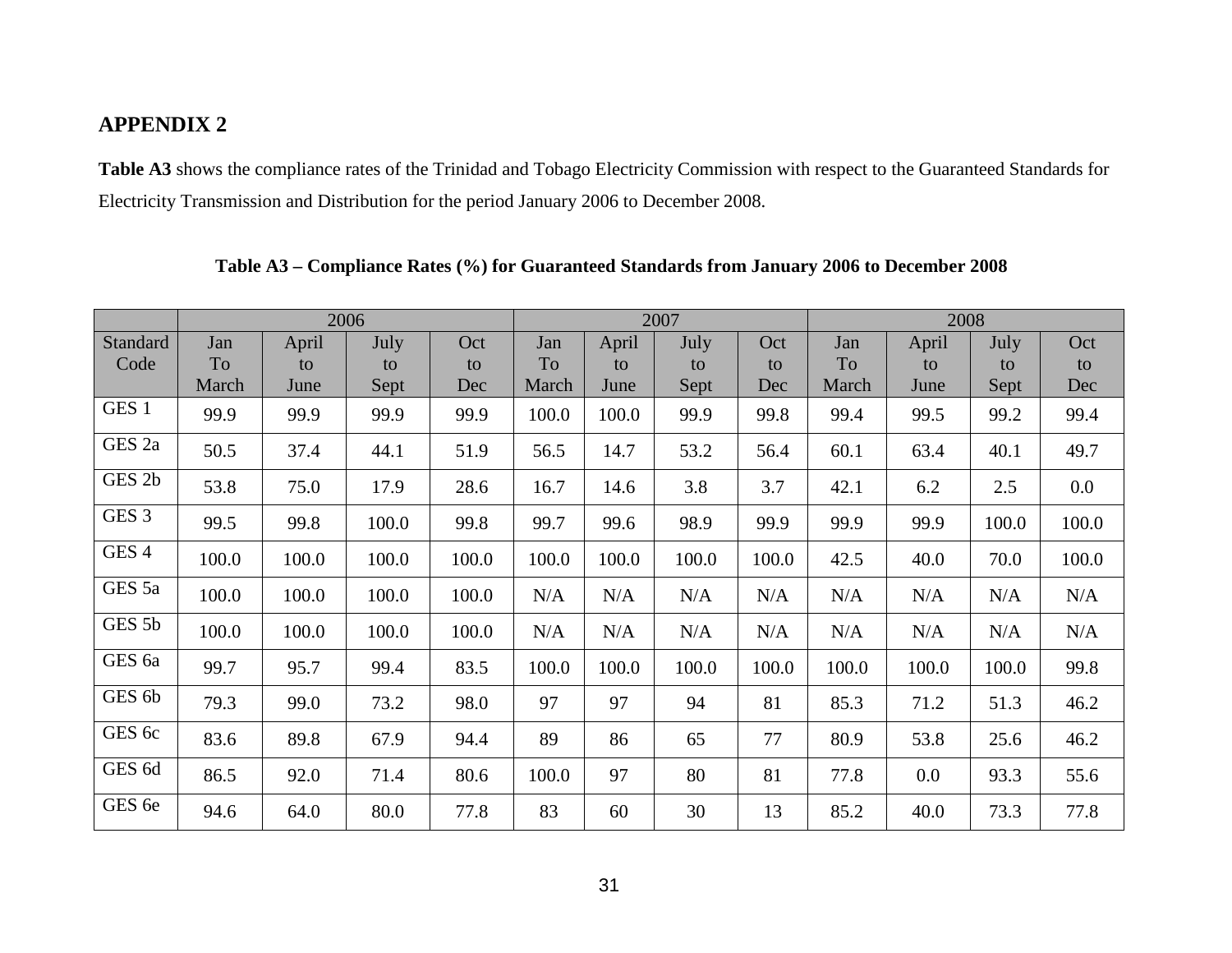## APPENDIX 2

**Table A3** shows the compliance rates of the Trinidad and Tobago Electricity Commission with respect to the Guaranteed Standards for Electricity Transmission and Distribution for the period January 2006 to December 2008.

**Table A3 – Compliance Rates (%) for Guaranteed Standards from January 2006 to December 2008**

| | 2006 | | | | 2007 | | | | 2008 | | | |
|---|---|---|---|---|---|---|---|---|---|---|---|---|
| Standard Code | Jan To March | April to June | July to Sept | Oct to Dec | Jan To March | April to June | July to Sept | Oct to Dec | Jan To March | April to June | July to Sept | Oct to Dec |
| GES 1 | 99.9 | 99.9 | 99.9 | 99.9 | 100.0 | 100.0 | 99.9 | 99.8 | 99.4 | 99.5 | 99.2 | 99.4 |
| GES 2a | 50.5 | 37.4 | 44.1 | 51.9 | 56.5 | 14.7 | 53.2 | 56.4 | 60.1 | 63.4 | 40.1 | 49.7 |
| GES 2b | 53.8 | 75.0 | 17.9 | 28.6 | 16.7 | 14.6 | 3.8 | 3.7 | 42.1 | 6.2 | 2.5 | 0.0 |
| GES 3 | 99.5 | 99.8 | 100.0 | 99.8 | 99.7 | 99.6 | 98.9 | 99.9 | 99.9 | 99.9 | 100.0 | 100.0 |
| GES 4 | 100.0 | 100.0 | 100.0 | 100.0 | 100.0 | 100.0 | 100.0 | 100.0 | 42.5 | 40.0 | 70.0 | 100.0 |
| GES 5a | 100.0 | 100.0 | 100.0 | 100.0 | N/A | N/A | N/A | N/A | N/A | N/A | N/A | N/A |
| GES 5b | 100.0 | 100.0 | 100.0 | 100.0 | N/A | N/A | N/A | N/A | N/A | N/A | N/A | N/A |
| GES 6a | 99.7 | 95.7 | 99.4 | 83.5 | 100.0 | 100.0 | 100.0 | 100.0 | 100.0 | 100.0 | 100.0 | 99.8 |
| GES 6b | 79.3 | 99.0 | 73.2 | 98.0 | 97 | 97 | 94 | 81 | 85.3 | 71.2 | 51.3 | 46.2 |
| GES 6c | 83.6 | 89.8 | 67.9 | 94.4 | 89 | 86 | 65 | 77 | 80.9 | 53.8 | 25.6 | 46.2 |
| GES 6d | 86.5 | 92.0 | 71.4 | 80.6 | 100.0 | 97 | 80 | 81 | 77.8 | 0.0 | 93.3 | 55.6 |
| GES 6e | 94.6 | 64.0 | 80.0 | 77.8 | 83 | 60 | 30 | 13 | 85.2 | 40.0 | 73.3 | 77.8 |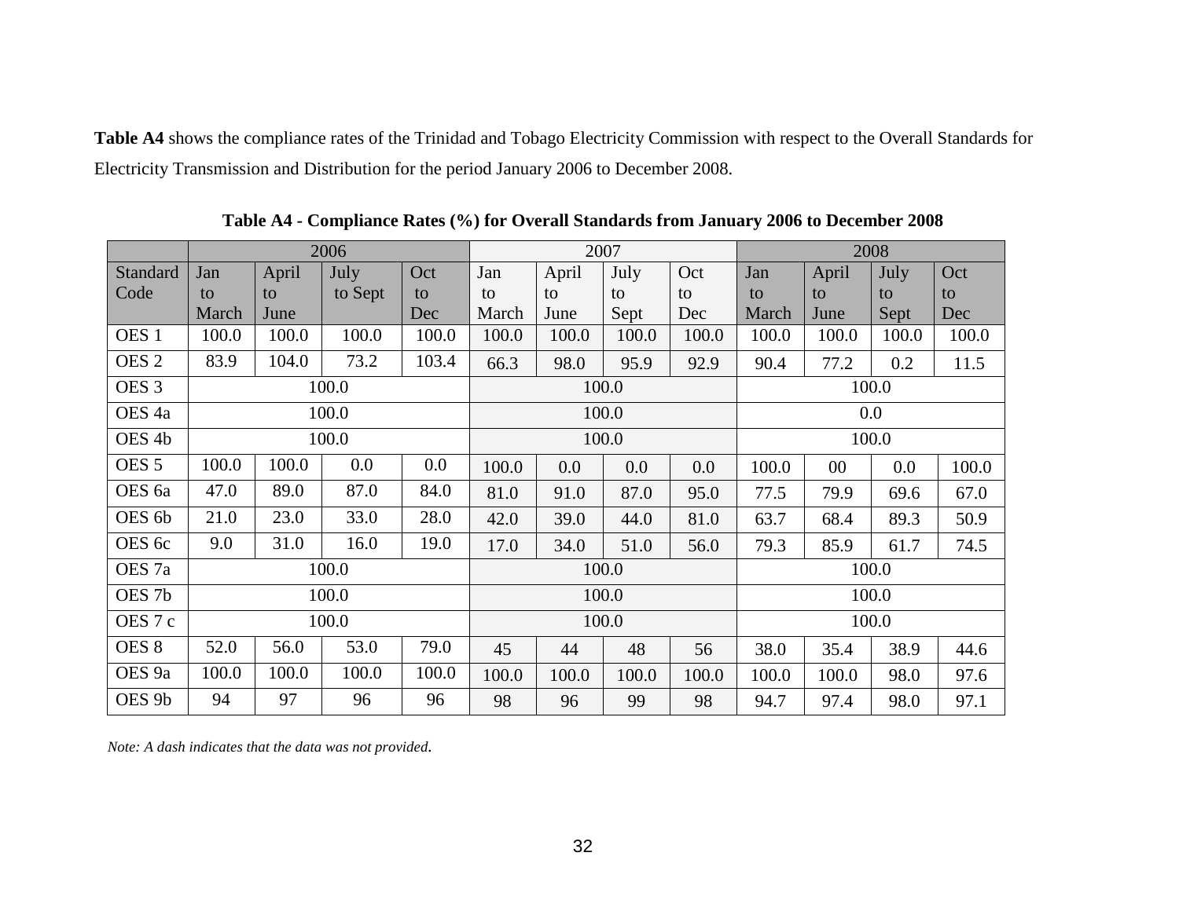**Table A4** shows the compliance rates of the Trinidad and Tobago Electricity Commission with respect to the Overall Standards for Electricity Transmission and Distribution for the period January 2006 to December 2008.

**Table A4 - Compliance Rates (%) for Overall Standards from January 2006 to December 2008**

| | 2006 | | | | 2007 | | | | 2008 | | | |
|---|---|---|---|---|---|---|---|---|---|---|---|---|
| Standard Code | Jan to March | April to June | July to Sept | Oct to Dec | Jan to March | April to June | July to Sept | Oct to Dec | Jan to March | April to June | July to Sept | Oct to Dec |
| OES 1 | 100.0 | 100.0 | 100.0 | 100.0 | 100.0 | 100.0 | 100.0 | 100.0 | 100.0 | 100.0 | 100.0 | 100.0 |
| OES 2 | 83.9 | 104.0 | 73.2 | 103.4 | 66.3 | 98.0 | 95.9 | 92.9 | 90.4 | 77.2 | 0.2 | 11.5 |
| OES 3 | 100.0 | | | | 100.0 | | | | 100.0 | | | |
| OES 4a | 100.0 | | | | 100.0 | | | | 0.0 | | | |
| OES 4b | 100.0 | | | | 100.0 | | | | 100.0 | | | |
| OES 5 | 100.0 | 100.0 | 0.0 | 0.0 | 100.0 | 0.0 | 0.0 | 0.0 | 100.0 | 00 | 0.0 | 100.0 |
| OES 6a | 47.0 | 89.0 | 87.0 | 84.0 | 81.0 | 91.0 | 87.0 | 95.0 | 77.5 | 79.9 | 69.6 | 67.0 |
| OES 6b | 21.0 | 23.0 | 33.0 | 28.0 | 42.0 | 39.0 | 44.0 | 81.0 | 63.7 | 68.4 | 89.3 | 50.9 |
| OES 6c | 9.0 | 31.0 | 16.0 | 19.0 | 17.0 | 34.0 | 51.0 | 56.0 | 79.3 | 85.9 | 61.7 | 74.5 |
| OES 7a | 100.0 | | | | 100.0 | | | | 100.0 | | | |
| OES 7b | 100.0 | | | | 100.0 | | | | 100.0 | | | |
| OES 7 c | 100.0 | | | | 100.0 | | | | 100.0 | | | |
| OES 8 | 52.0 | 56.0 | 53.0 | 79.0 | 45 | 44 | 48 | 56 | 38.0 | 35.4 | 38.9 | 44.6 |
| OES 9a | 100.0 | 100.0 | 100.0 | 100.0 | 100.0 | 100.0 | 100.0 | 100.0 | 100.0 | 100.0 | 98.0 | 97.6 |
| OES 9b | 94 | 97 | 96 | 96 | 98 | 96 | 99 | 98 | 94.7 | 97.4 | 98.0 | 97.1 |

*Note: A dash indicates that the data was not provided.*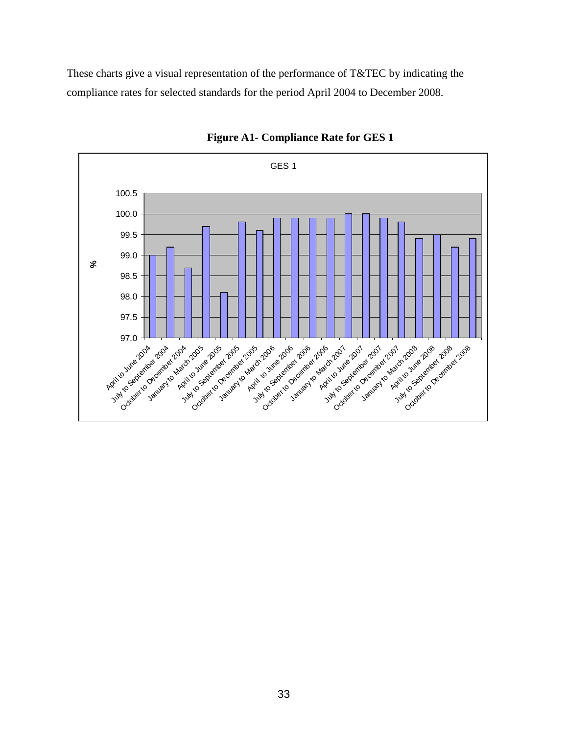These charts give a visual representation of the performance of T&TEC by indicating the compliance rates for selected standards for the period April 2004 to December 2008.

**Figure A1- Compliance Rate for GES 1**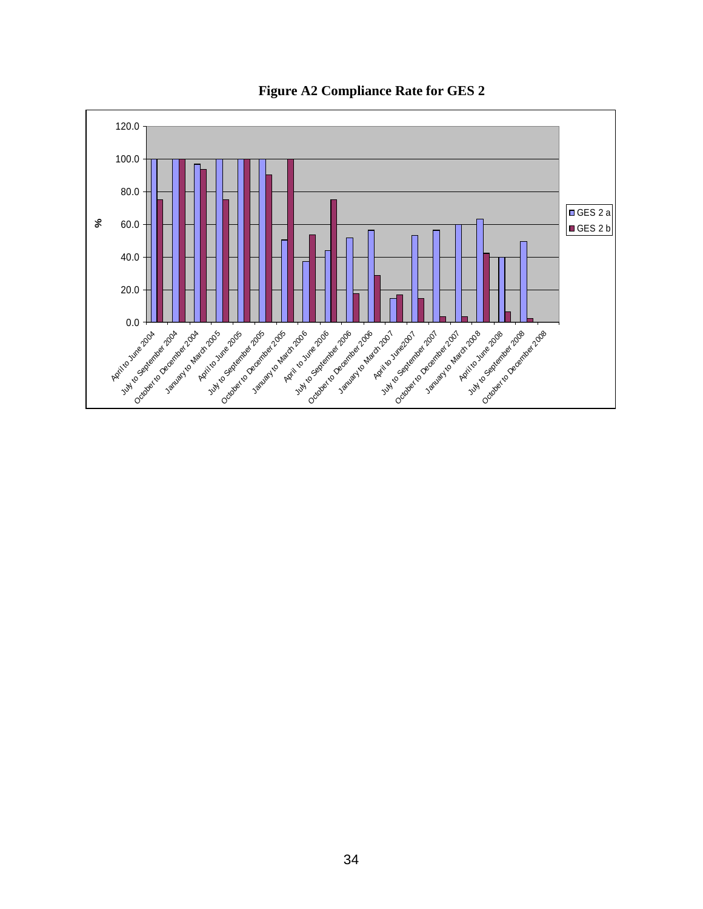**Figure A2 Compliance Rate for GES 2**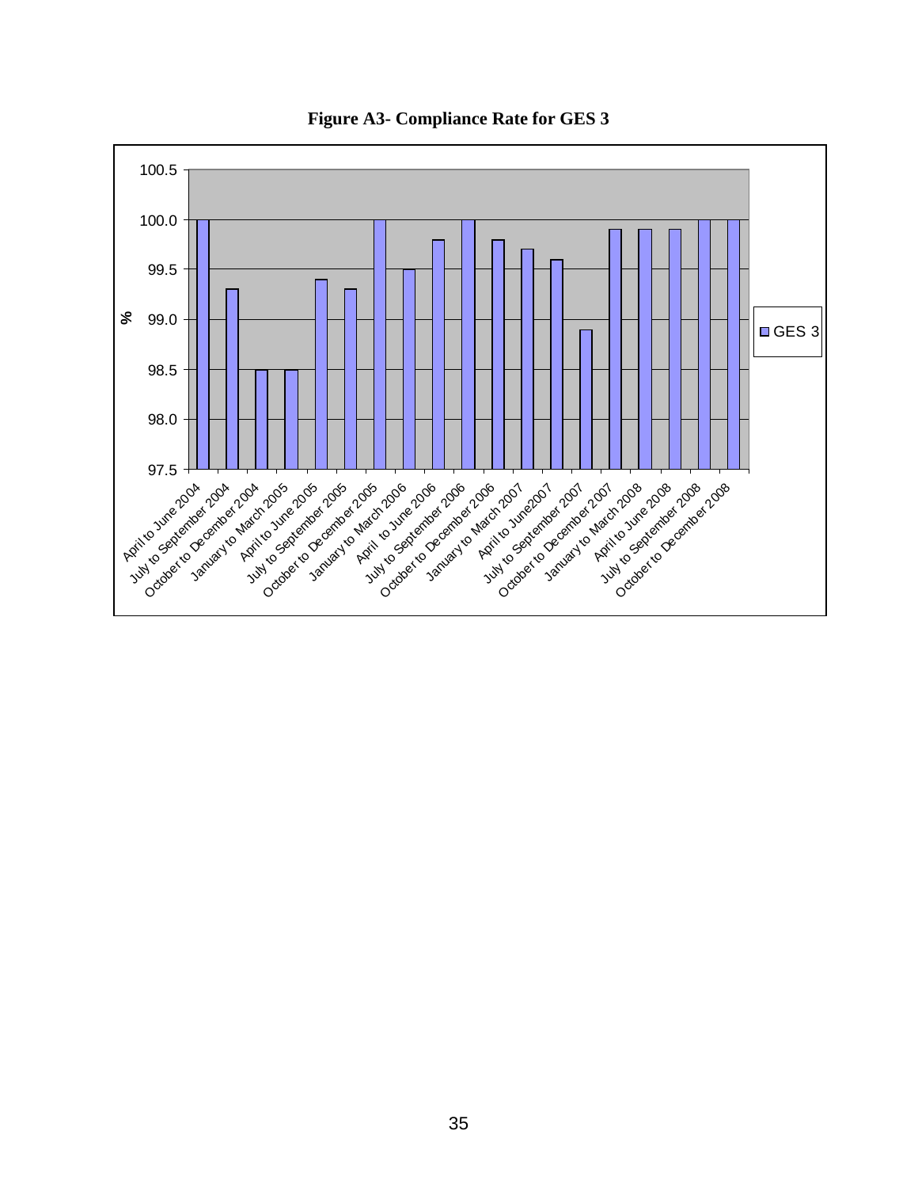**Figure A3- Compliance Rate for GES 3**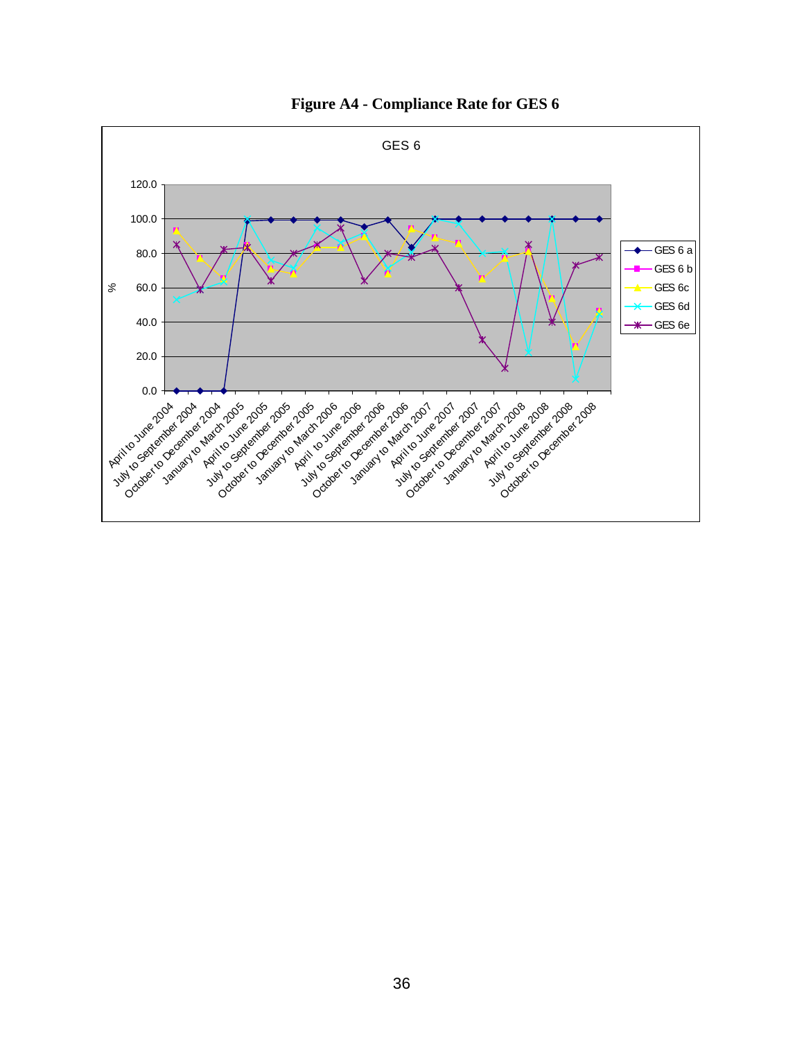**Figure A4 - Compliance Rate for GES 6**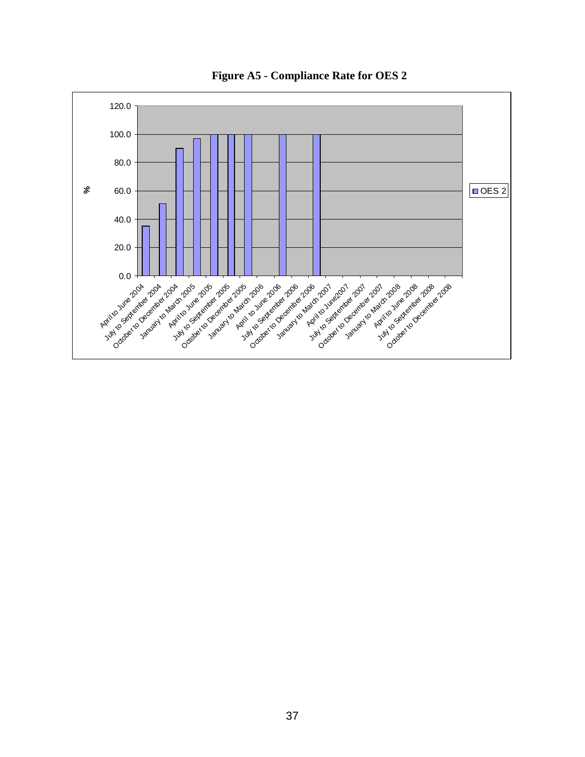**Figure A5 - Compliance Rate for OES 2**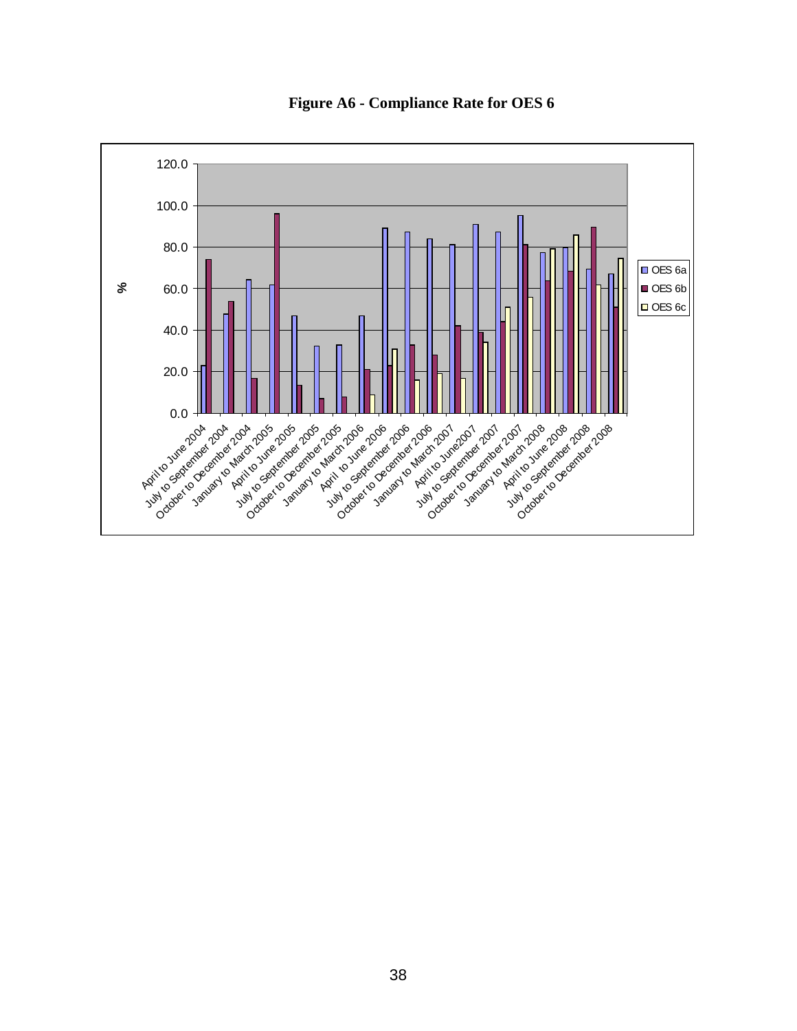**Figure A6 - Compliance Rate for OES 6**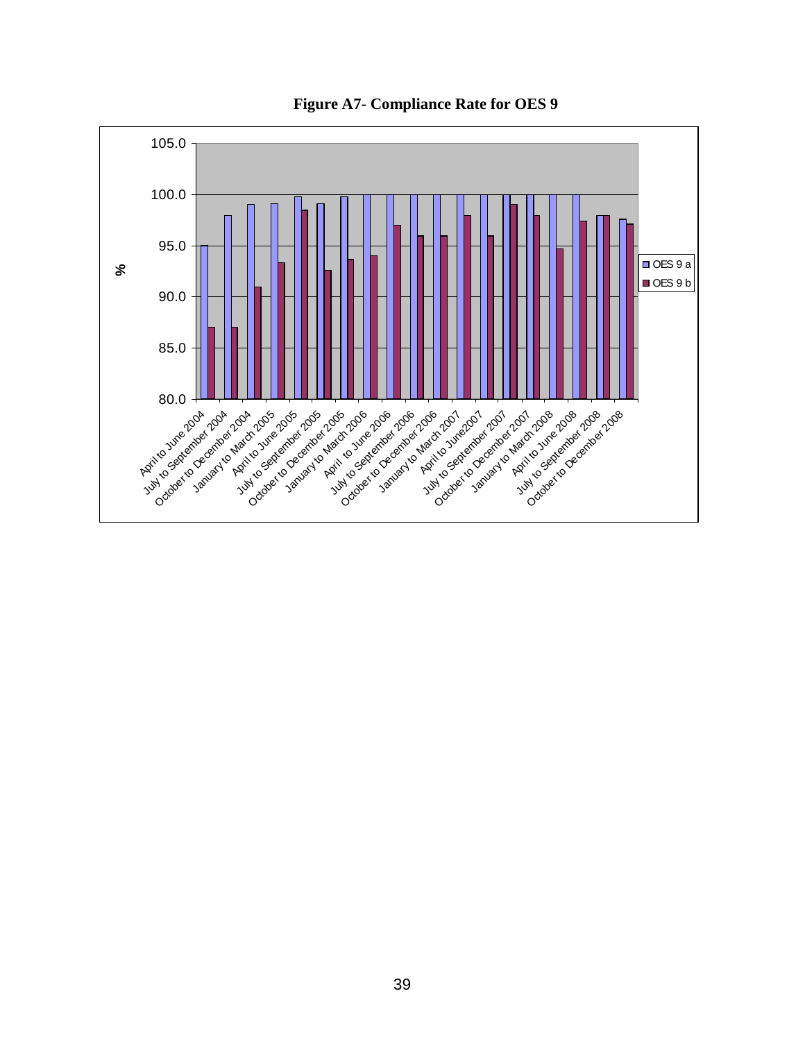**Figure A7- Compliance Rate for OES 9**

105.0
100.0
95.0
90.0
85.0
80.0

%

OES 9 a
OES 9 b

April to June 2004
July to September 2004
October to December 2004
January to March 2005
April to June 2005
July to September 2005
October to December 2005
January to March 2006
April to June 2006
July to September 2006
October to December 2006
January to March 2007
April to June2007
July to September 2007
October to December 2007
January to March 2008
April to June 2008
July to September 2008
October to December 2008